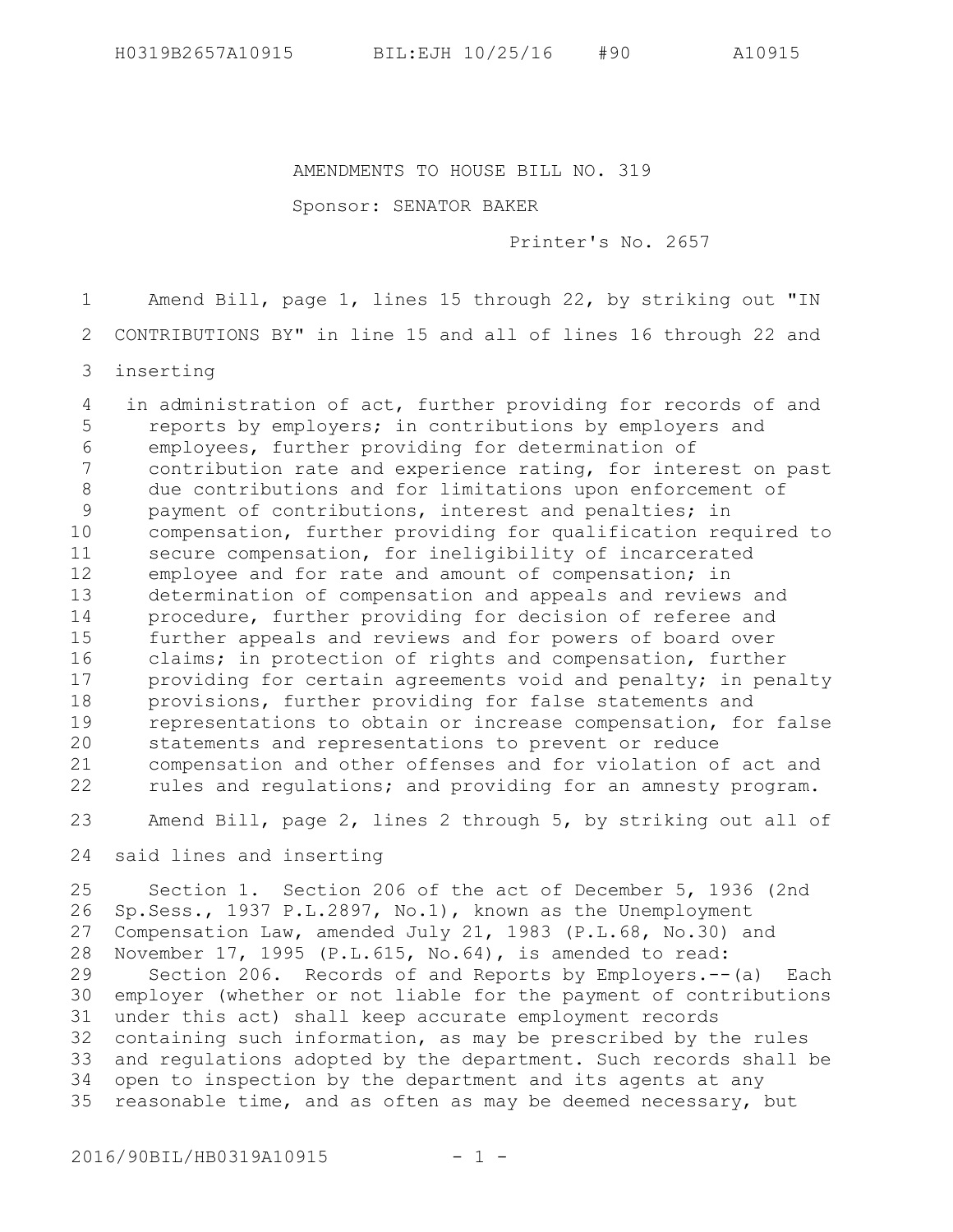AMENDMENTS TO HOUSE BILL NO. 319

Sponsor: SENATOR BAKER

Printer's No. 2657

Amend Bill, page 1, lines 15 through 22, by striking out "IN CONTRIBUTIONS BY" in line 15 and all of lines 16 through 22 and inserting

in administration of act, further providing for records of and reports by employers; in contributions by employers and employees, further providing for determination of contribution rate and experience rating, for interest on past due contributions and for limitations upon enforcement of payment of contributions, interest and penalties; in compensation, further providing for qualification required to secure compensation, for ineligibility of incarcerated employee and for rate and amount of compensation; in determination of compensation and appeals and reviews and procedure, further providing for decision of referee and further appeals and reviews and for powers of board over claims; in protection of rights and compensation, further providing for certain agreements void and penalty; in penalty provisions, further providing for false statements and representations to obtain or increase compensation, for false statements and representations to prevent or reduce compensation and other offenses and for violation of act and rules and regulations; and providing for an amnesty program.

Amend Bill, page 2, lines 2 through 5, by striking out all of said lines and inserting

Section 1. Section 206 of the act of December 5, 1936 (2nd Sp.Sess., 1937 P.L.2897, No.1), known as the Unemployment Compensation Law, amended July 21, 1983 (P.L.68, No.30) and November 17, 1995 (P.L.615, No.64), is amended to read:

Section 206. Records of and Reports by Employers.--(a) Each employer (whether or not liable for the payment of contributions under this act) shall keep accurate employment records containing such information, as may be prescribed by the rules and regulations adopted by the department. Such records shall be open to inspection by the department and its agents at any reasonable time, and as often as may be deemed necessary, but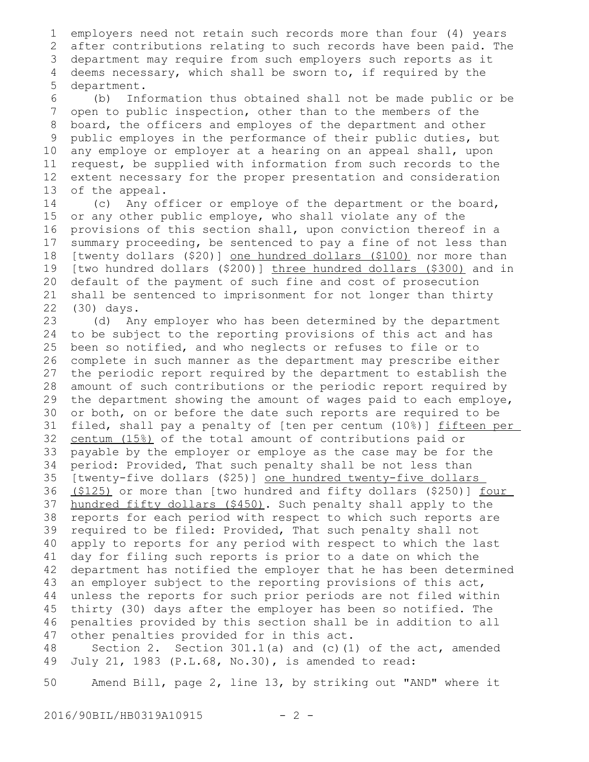employers need not retain such records more than four (4) years after contributions relating to such records have been paid. The department may require from such employers such reports as it deems necessary, which shall be sworn to, if required by the department.

(b) Information thus obtained shall not be made public or be open to public inspection, other than to the members of the board, the officers and employes of the department and other public employes in the performance of their public duties, but any employe or employer at a hearing on an appeal shall, upon request, be supplied with information from such records to the extent necessary for the proper presentation and consideration of the appeal.

(c) Any officer or employe of the department or the board, or any other public employe, who shall violate any of the provisions of this section shall, upon conviction thereof in a summary proceeding, be sentenced to pay a fine of not less than [twenty dollars ($20)] <u>one hundred dollars ($100)</u> nor more than [two hundred dollars ($200)] <u>three hundred dollars ($300)</u> and in default of the payment of such fine and cost of prosecution shall be sentenced to imprisonment for not longer than thirty (30) days.

(d) Any employer who has been determined by the department to be subject to the reporting provisions of this act and has been so notified, and who neglects or refuses to file or to complete in such manner as the department may prescribe either the periodic report required by the department to establish the amount of such contributions or the periodic report required by the department showing the amount of wages paid to each employe, or both, on or before the date such reports are required to be filed, shall pay a penalty of [ten per centum (10%)] <u>fifteen per centum (15%)</u> of the total amount of contributions paid or payable by the employer or employe as the case may be for the period: Provided, That such penalty shall be not less than [twenty-five dollars ($25)] <u>one hundred twenty-five dollars ($125)</u> or more than [two hundred and fifty dollars ($250)] <u>four hundred fifty dollars ($450)</u>. Such penalty shall apply to the reports for each period with respect to which such reports are required to be filed: Provided, That such penalty shall not apply to reports for any period with respect to which the last day for filing such reports is prior to a date on which the department has notified the employer that he has been determined an employer subject to the reporting provisions of this act, unless the reports for such prior periods are not filed within thirty (30) days after the employer has been so notified. The penalties provided by this section shall be in addition to all other penalties provided for in this act.

Section 2. Section 301.1(a) and (c)(1) of the act, amended July 21, 1983 (P.L.68, No.30), is amended to read:

Amend Bill, page 2, line 13, by striking out "AND" where it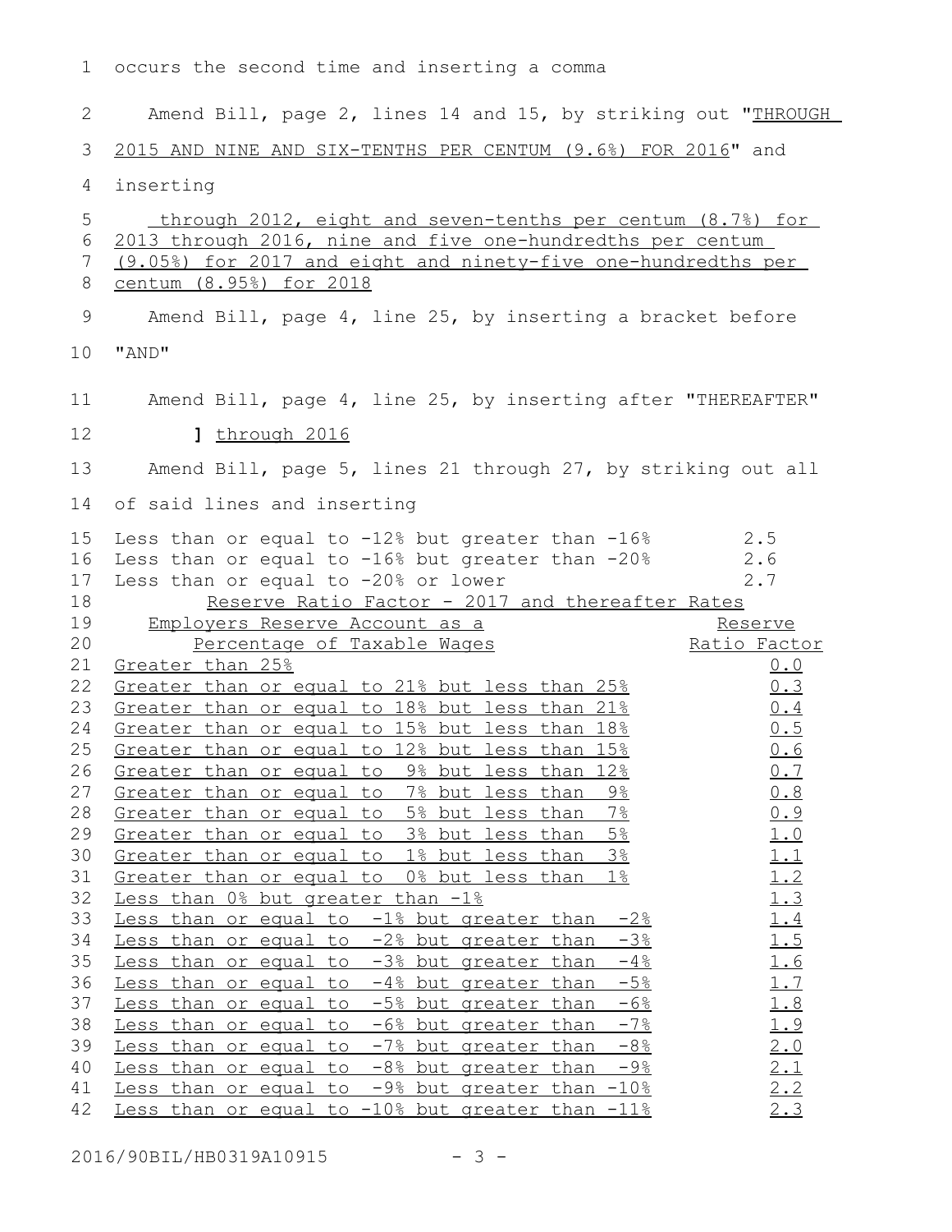occurs the second time and inserting a comma

Amend Bill, page 2, lines 14 and 15, by striking out "<u>THROUGH 2015 AND NINE AND SIX-TENTHS PER CENTUM (9.6%) FOR 2016</u>" and inserting

<u>through 2012, eight and seven-tenths per centum (8.7%) for 2013 through 2016, nine and five one-hundredths per centum (9.05%) for 2017 and eight and ninety-five one-hundredths per centum (8.95%) for 2018</u>

Amend Bill, page 4, line 25, by inserting a bracket before "AND"

Amend Bill, page 4, line 25, by inserting after "THEREAFTER"

**]** <u>through 2016</u>

Amend Bill, page 5, lines 21 through 27, by striking out all of said lines and inserting

| | |
|---|---|
| Less than or equal to -12% but greater than -16% | 2.5 |
| Less than or equal to -16% but greater than -20% | 2.6 |
| Less than or equal to -20% or lower | 2.7 |

<u>Reserve Ratio Factor - 2017 and thereafter Rates</u>

| <u>Employers Reserve Account as a Percentage of Taxable Wages</u> | <u>Reserve Ratio Factor</u> |
|---|---|
| <u>Greater than 25%</u> | <u>0.0</u> |
| <u>Greater than or equal to 21% but less than 25%</u> | <u>0.3</u> |
| <u>Greater than or equal to 18% but less than 21%</u> | <u>0.4</u> |
| <u>Greater than or equal to 15% but less than 18%</u> | <u>0.5</u> |
| <u>Greater than or equal to 12% but less than 15%</u> | <u>0.6</u> |
| <u>Greater than or equal to 9% but less than 12%</u> | <u>0.7</u> |
| <u>Greater than or equal to 7% but less than 9%</u> | <u>0.8</u> |
| <u>Greater than or equal to 5% but less than 7%</u> | <u>0.9</u> |
| <u>Greater than or equal to 3% but less than 5%</u> | <u>1.0</u> |
| <u>Greater than or equal to 1% but less than 3%</u> | <u>1.1</u> |
| <u>Greater than or equal to 0% but less than 1%</u> | <u>1.2</u> |
| <u>Less than 0% but greater than -1%</u> | <u>1.3</u> |
| <u>Less than or equal to -1% but greater than -2%</u> | <u>1.4</u> |
| <u>Less than or equal to -2% but greater than -3%</u> | <u>1.5</u> |
| <u>Less than or equal to -3% but greater than -4%</u> | <u>1.6</u> |
| <u>Less than or equal to -4% but greater than -5%</u> | <u>1.7</u> |
| <u>Less than or equal to -5% but greater than -6%</u> | <u>1.8</u> |
| <u>Less than or equal to -6% but greater than -7%</u> | <u>1.9</u> |
| <u>Less than or equal to -7% but greater than -8%</u> | <u>2.0</u> |
| <u>Less than or equal to -8% but greater than -9%</u> | <u>2.1</u> |
| <u>Less than or equal to -9% but greater than -10%</u> | <u>2.2</u> |
| <u>Less than or equal to -10% but greater than -11%</u> | <u>2.3</u> |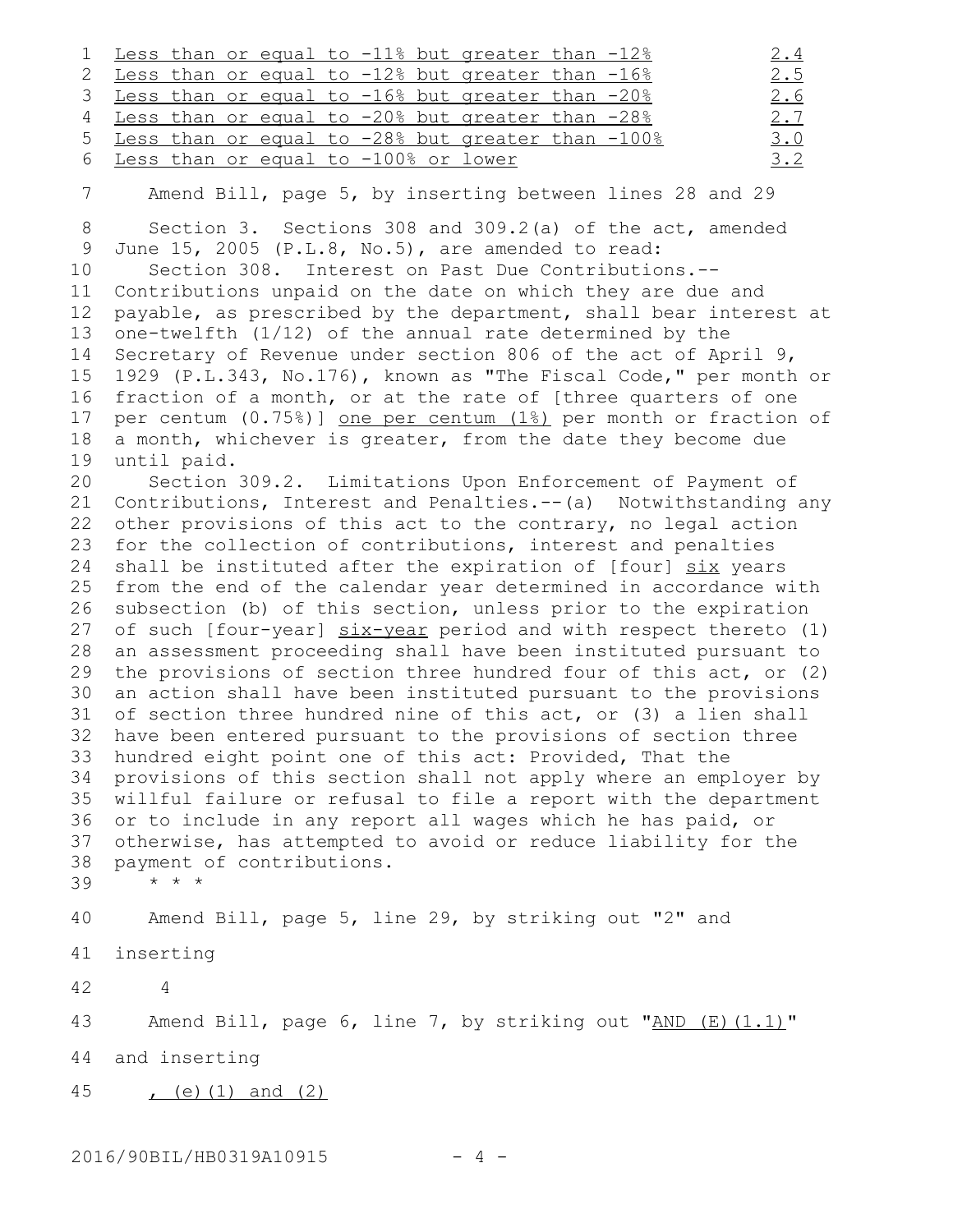| | |
|---|---|
| <u>Less than or equal to -11% but greater than -12%</u> | <u>2.4</u> |
| <u>Less than or equal to -12% but greater than -16%</u> | <u>2.5</u> |
| <u>Less than or equal to -16% but greater than -20%</u> | <u>2.6</u> |
| <u>Less than or equal to -20% but greater than -28%</u> | <u>2.7</u> |
| <u>Less than or equal to -28% but greater than -100%</u> | <u>3.0</u> |
| <u>Less than or equal to -100% or lower</u> | <u>3.2</u> |

Amend Bill, page 5, by inserting between lines 28 and 29

Section 3. Sections 308 and 309.2(a) of the act, amended June 15, 2005 (P.L.8, No.5), are amended to read:

Section 308. Interest on Past Due Contributions.--Contributions unpaid on the date on which they are due and payable, as prescribed by the department, shall bear interest at one-twelfth (1/12) of the annual rate determined by the Secretary of Revenue under section 806 of the act of April 9, 1929 (P.L.343, No.176), known as "The Fiscal Code," per month or fraction of a month, or at the rate of [three quarters of one per centum (0.75%)] <u>one per centum (1%)</u> per month or fraction of a month, whichever is greater, from the date they become due until paid.

Section 309.2. Limitations Upon Enforcement of Payment of Contributions, Interest and Penalties.--(a) Notwithstanding any other provisions of this act to the contrary, no legal action for the collection of contributions, interest and penalties shall be instituted after the expiration of [four] <u>six</u> years from the end of the calendar year determined in accordance with subsection (b) of this section, unless prior to the expiration of such [four-year] <u>six-year</u> period and with respect thereto (1) an assessment proceeding shall have been instituted pursuant to the provisions of section three hundred four of this act, or (2) an action shall have been instituted pursuant to the provisions of section three hundred nine of this act, or (3) a lien shall have been entered pursuant to the provisions of section three hundred eight point one of this act: Provided, That the provisions of this section shall not apply where an employer by willful failure or refusal to file a report with the department or to include in any report all wages which he has paid, or otherwise, has attempted to avoid or reduce liability for the payment of contributions.

* * *

Amend Bill, page 5, line 29, by striking out "2" and inserting

4

Amend Bill, page 6, line 7, by striking out "<u>AND (E)(1.1)</u>" and inserting

<u>, (e)(1) and (2)</u>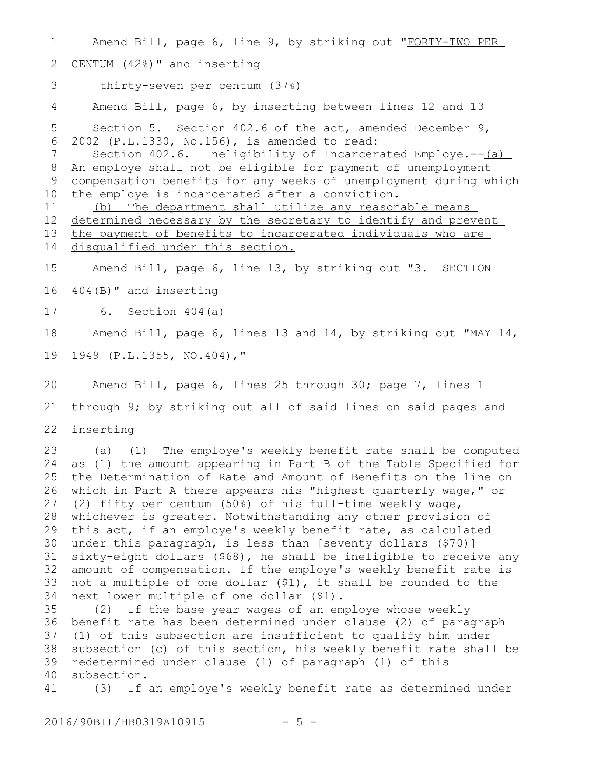Amend Bill, page 6, line 9, by striking out "<u>FORTY-TWO PER CENTUM (42%)</u>" and inserting

<u>thirty-seven per centum (37%)</u>

Amend Bill, page 6, by inserting between lines 12 and 13

Section 5. Section 402.6 of the act, amended December 9, 2002 (P.L.1330, No.156), is amended to read:

Section 402.6. Ineligibility of Incarcerated Employe.--<u>(a)</u> An employe shall not be eligible for payment of unemployment compensation benefits for any weeks of unemployment during which the employe is incarcerated after a conviction.

<u>(b) The department shall utilize any reasonable means determined necessary by the secretary to identify and prevent the payment of benefits to incarcerated individuals who are disqualified under this section.</u>

Amend Bill, page 6, line 13, by striking out "3. SECTION 404(B)" and inserting

6. Section 404(a)

Amend Bill, page 6, lines 13 and 14, by striking out "MAY 14, 1949 (P.L.1355, NO.404),"

Amend Bill, page 6, lines 25 through 30; page 7, lines 1 through 9; by striking out all of said lines on said pages and inserting

(a) (1) The employe's weekly benefit rate shall be computed as (1) the amount appearing in Part B of the Table Specified for the Determination of Rate and Amount of Benefits on the line on which in Part A there appears his "highest quarterly wage," or (2) fifty per centum (50%) of his full-time weekly wage, whichever is greater. Notwithstanding any other provision of this act, if an employe's weekly benefit rate, as calculated under this paragraph, is less than [seventy dollars ($70)] <u>sixty-eight dollars ($68)</u>, he shall be ineligible to receive any amount of compensation. If the employe's weekly benefit rate is not a multiple of one dollar ($1), it shall be rounded to the next lower multiple of one dollar ($1).

(2) If the base year wages of an employe whose weekly benefit rate has been determined under clause (2) of paragraph (1) of this subsection are insufficient to qualify him under subsection (c) of this section, his weekly benefit rate shall be redetermined under clause (1) of paragraph (1) of this subsection.

(3) If an employe's weekly benefit rate as determined under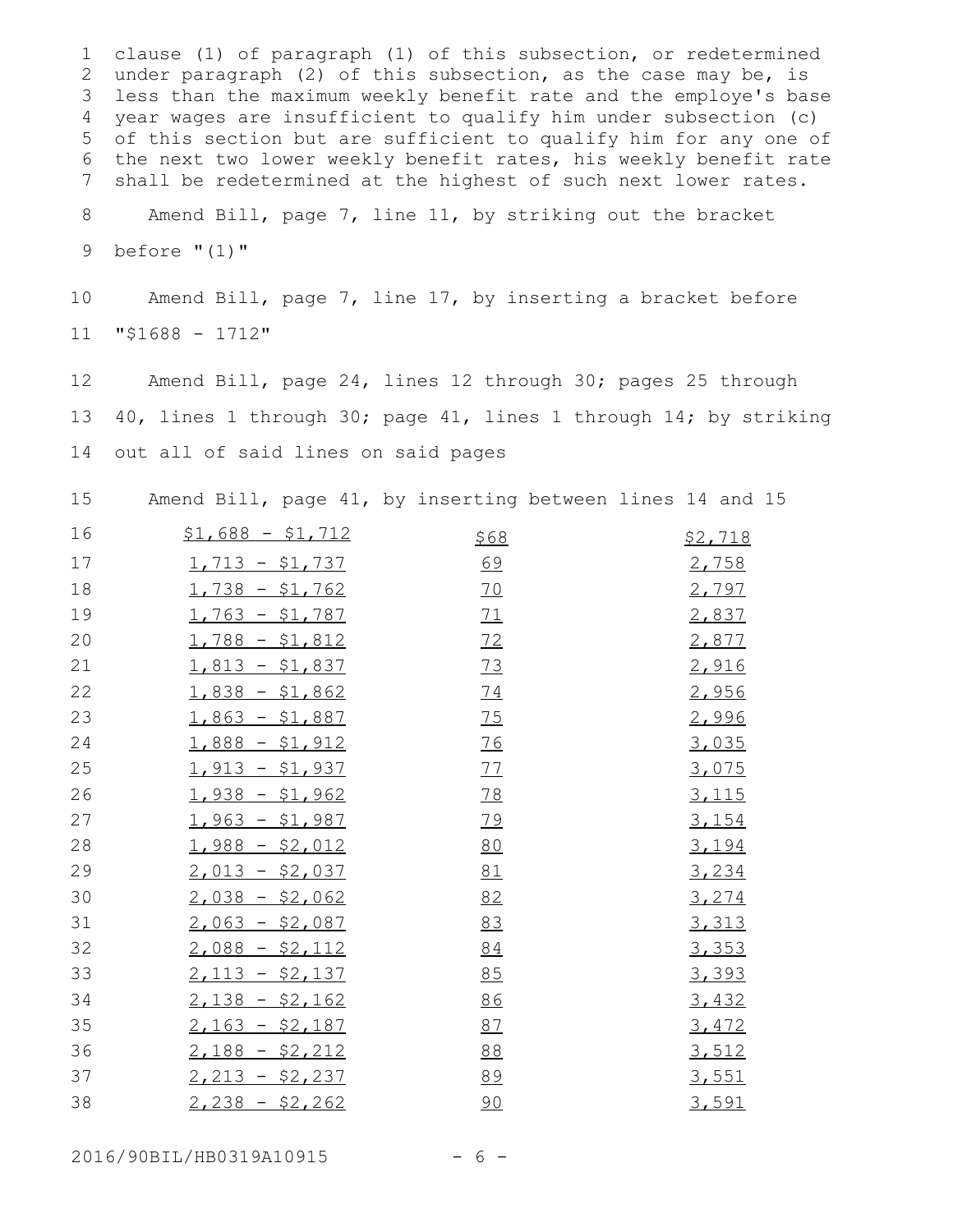clause (1) of paragraph (1) of this subsection, or redetermined under paragraph (2) of this subsection, as the case may be, is less than the maximum weekly benefit rate and the employe's base year wages are insufficient to qualify him under subsection (c) of this section but are sufficient to qualify him for any one of the next two lower weekly benefit rates, his weekly benefit rate shall be redetermined at the highest of such next lower rates.

Amend Bill, page 7, line 11, by striking out the bracket before "(1)"

Amend Bill, page 7, line 17, by inserting a bracket before "$1688 - 1712"

Amend Bill, page 24, lines 12 through 30; pages 25 through 40, lines 1 through 30; page 41, lines 1 through 14; by striking out all of said lines on said pages

Amend Bill, page 41, by inserting between lines 14 and 15

| | | |
|---|---|---|
| $1,688 - $1,712 | $68 | $2,718 |
| 1,713 - $1,737 | 69 | 2,758 |
| 1,738 - $1,762 | 70 | 2,797 |
| 1,763 - $1,787 | 71 | 2,837 |
| 1,788 - $1,812 | 72 | 2,877 |
| 1,813 - $1,837 | 73 | 2,916 |
| 1,838 - $1,862 | 74 | 2,956 |
| 1,863 - $1,887 | 75 | 2,996 |
| 1,888 - $1,912 | 76 | 3,035 |
| 1,913 - $1,937 | 77 | 3,075 |
| 1,938 - $1,962 | 78 | 3,115 |
| 1,963 - $1,987 | 79 | 3,154 |
| 1,988 - $2,012 | 80 | 3,194 |
| 2,013 - $2,037 | 81 | 3,234 |
| 2,038 - $2,062 | 82 | 3,274 |
| 2,063 - $2,087 | 83 | 3,313 |
| 2,088 - $2,112 | 84 | 3,353 |
| 2,113 - $2,137 | 85 | 3,393 |
| 2,138 - $2,162 | 86 | 3,432 |
| 2,163 - $2,187 | 87 | 3,472 |
| 2,188 - $2,212 | 88 | 3,512 |
| 2,213 - $2,237 | 89 | 3,551 |
| 2,238 - $2,262 | 90 | 3,591 |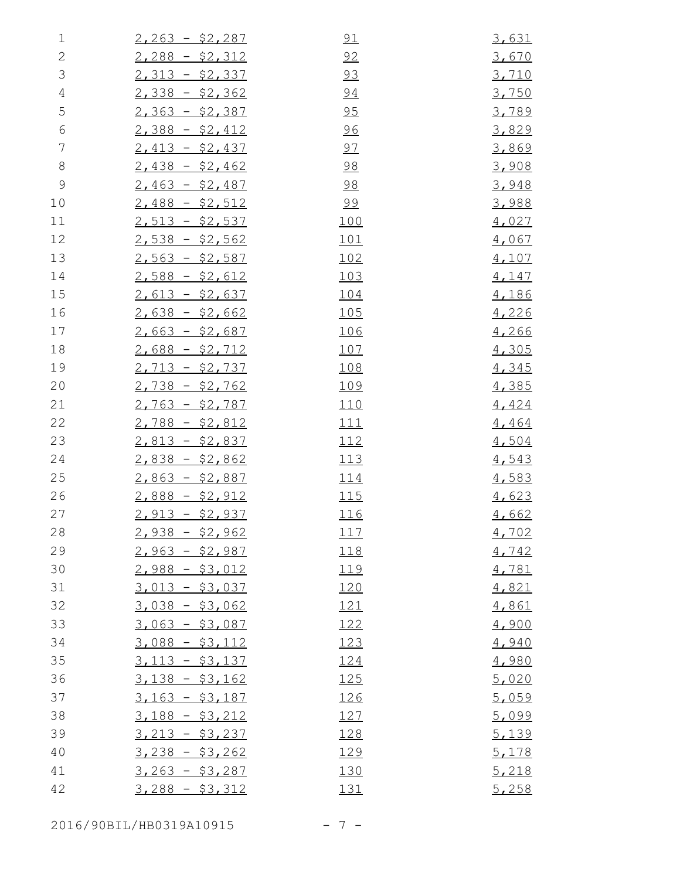| | | |
|---|---|---|
| 2,263 - $2,287 | 91 | 3,631 |
| 2,288 - $2,312 | 92 | 3,670 |
| 2,313 - $2,337 | 93 | 3,710 |
| 2,338 - $2,362 | 94 | 3,750 |
| 2,363 - $2,387 | 95 | 3,789 |
| 2,388 - $2,412 | 96 | 3,829 |
| 2,413 - $2,437 | 97 | 3,869 |
| 2,438 - $2,462 | 98 | 3,908 |
| 2,463 - $2,487 | 98 | 3,948 |
| 2,488 - $2,512 | 99 | 3,988 |
| 2,513 - $2,537 | 100 | 4,027 |
| 2,538 - $2,562 | 101 | 4,067 |
| 2,563 - $2,587 | 102 | 4,107 |
| 2,588 - $2,612 | 103 | 4,147 |
| 2,613 - $2,637 | 104 | 4,186 |
| 2,638 - $2,662 | 105 | 4,226 |
| 2,663 - $2,687 | 106 | 4,266 |
| 2,688 - $2,712 | 107 | 4,305 |
| 2,713 - $2,737 | 108 | 4,345 |
| 2,738 - $2,762 | 109 | 4,385 |
| 2,763 - $2,787 | 110 | 4,424 |
| 2,788 - $2,812 | 111 | 4,464 |
| 2,813 - $2,837 | 112 | 4,504 |
| 2,838 - $2,862 | 113 | 4,543 |
| 2,863 - $2,887 | 114 | 4,583 |
| 2,888 - $2,912 | 115 | 4,623 |
| 2,913 - $2,937 | 116 | 4,662 |
| 2,938 - $2,962 | 117 | 4,702 |
| 2,963 - $2,987 | 118 | 4,742 |
| 2,988 - $3,012 | 119 | 4,781 |
| 3,013 - $3,037 | 120 | 4,821 |
| 3,038 - $3,062 | 121 | 4,861 |
| 3,063 - $3,087 | 122 | 4,900 |
| 3,088 - $3,112 | 123 | 4,940 |
| 3,113 - $3,137 | 124 | 4,980 |
| 3,138 - $3,162 | 125 | 5,020 |
| 3,163 - $3,187 | 126 | 5,059 |
| 3,188 - $3,212 | 127 | 5,099 |
| 3,213 - $3,237 | 128 | 5,139 |
| 3,238 - $3,262 | 129 | 5,178 |
| 3,263 - $3,287 | 130 | 5,218 |
| 3,288 - $3,312 | 131 | 5,258 |

2016/90BIL/HB0319A10915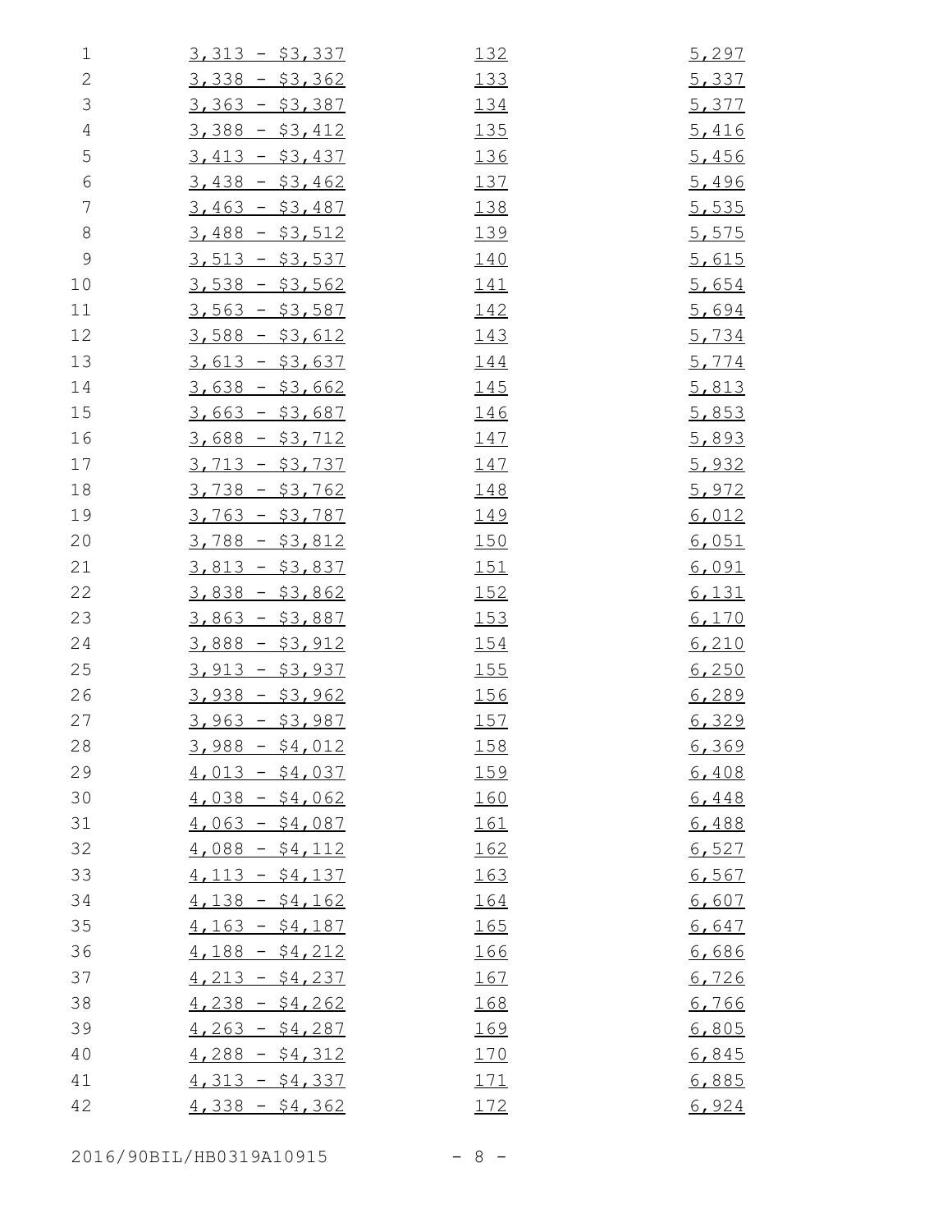| | | |
|---|---|---|
| 3,313 - $3,337 | 132 | 5,297 |
| 3,338 - $3,362 | 133 | 5,337 |
| 3,363 - $3,387 | 134 | 5,377 |
| 3,388 - $3,412 | 135 | 5,416 |
| 3,413 - $3,437 | 136 | 5,456 |
| 3,438 - $3,462 | 137 | 5,496 |
| 3,463 - $3,487 | 138 | 5,535 |
| 3,488 - $3,512 | 139 | 5,575 |
| 3,513 - $3,537 | 140 | 5,615 |
| 3,538 - $3,562 | 141 | 5,654 |
| 3,563 - $3,587 | 142 | 5,694 |
| 3,588 - $3,612 | 143 | 5,734 |
| 3,613 - $3,637 | 144 | 5,774 |
| 3,638 - $3,662 | 145 | 5,813 |
| 3,663 - $3,687 | 146 | 5,853 |
| 3,688 - $3,712 | 147 | 5,893 |
| 3,713 - $3,737 | 147 | 5,932 |
| 3,738 - $3,762 | 148 | 5,972 |
| 3,763 - $3,787 | 149 | 6,012 |
| 3,788 - $3,812 | 150 | 6,051 |
| 3,813 - $3,837 | 151 | 6,091 |
| 3,838 - $3,862 | 152 | 6,131 |
| 3,863 - $3,887 | 153 | 6,170 |
| 3,888 - $3,912 | 154 | 6,210 |
| 3,913 - $3,937 | 155 | 6,250 |
| 3,938 - $3,962 | 156 | 6,289 |
| 3,963 - $3,987 | 157 | 6,329 |
| 3,988 - $4,012 | 158 | 6,369 |
| 4,013 - $4,037 | 159 | 6,408 |
| 4,038 - $4,062 | 160 | 6,448 |
| 4,063 - $4,087 | 161 | 6,488 |
| 4,088 - $4,112 | 162 | 6,527 |
| 4,113 - $4,137 | 163 | 6,567 |
| 4,138 - $4,162 | 164 | 6,607 |
| 4,163 - $4,187 | 165 | 6,647 |
| 4,188 - $4,212 | 166 | 6,686 |
| 4,213 - $4,237 | 167 | 6,726 |
| 4,238 - $4,262 | 168 | 6,766 |
| 4,263 - $4,287 | 169 | 6,805 |
| 4,288 - $4,312 | 170 | 6,845 |
| 4,313 - $4,337 | 171 | 6,885 |
| 4,338 - $4,362 | 172 | 6,924 |

2016/90BIL/HB0319A10915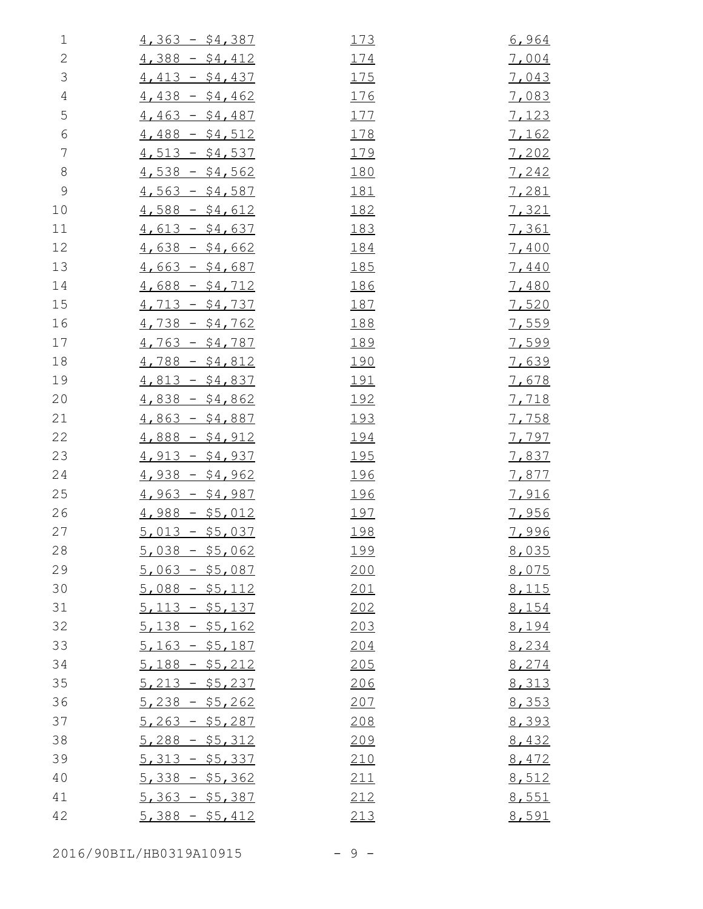| | | |
|---|---|---|
| 4,363 - $4,387 | 173 | 6,964 |
| 4,388 - $4,412 | 174 | 7,004 |
| 4,413 - $4,437 | 175 | 7,043 |
| 4,438 - $4,462 | 176 | 7,083 |
| 4,463 - $4,487 | 177 | 7,123 |
| 4,488 - $4,512 | 178 | 7,162 |
| 4,513 - $4,537 | 179 | 7,202 |
| 4,538 - $4,562 | 180 | 7,242 |
| 4,563 - $4,587 | 181 | 7,281 |
| 4,588 - $4,612 | 182 | 7,321 |
| 4,613 - $4,637 | 183 | 7,361 |
| 4,638 - $4,662 | 184 | 7,400 |
| 4,663 - $4,687 | 185 | 7,440 |
| 4,688 - $4,712 | 186 | 7,480 |
| 4,713 - $4,737 | 187 | 7,520 |
| 4,738 - $4,762 | 188 | 7,559 |
| 4,763 - $4,787 | 189 | 7,599 |
| 4,788 - $4,812 | 190 | 7,639 |
| 4,813 - $4,837 | 191 | 7,678 |
| 4,838 - $4,862 | 192 | 7,718 |
| 4,863 - $4,887 | 193 | 7,758 |
| 4,888 - $4,912 | 194 | 7,797 |
| 4,913 - $4,937 | 195 | 7,837 |
| 4,938 - $4,962 | 196 | 7,877 |
| 4,963 - $4,987 | 196 | 7,916 |
| 4,988 - $5,012 | 197 | 7,956 |
| 5,013 - $5,037 | 198 | 7,996 |
| 5,038 - $5,062 | 199 | 8,035 |
| 5,063 - $5,087 | 200 | 8,075 |
| 5,088 - $5,112 | 201 | 8,115 |
| 5,113 - $5,137 | 202 | 8,154 |
| 5,138 - $5,162 | 203 | 8,194 |
| 5,163 - $5,187 | 204 | 8,234 |
| 5,188 - $5,212 | 205 | 8,274 |
| 5,213 - $5,237 | 206 | 8,313 |
| 5,238 - $5,262 | 207 | 8,353 |
| 5,263 - $5,287 | 208 | 8,393 |
| 5,288 - $5,312 | 209 | 8,432 |
| 5,313 - $5,337 | 210 | 8,472 |
| 5,338 - $5,362 | 211 | 8,512 |
| 5,363 - $5,387 | 212 | 8,551 |
| 5,388 - $5,412 | 213 | 8,591 |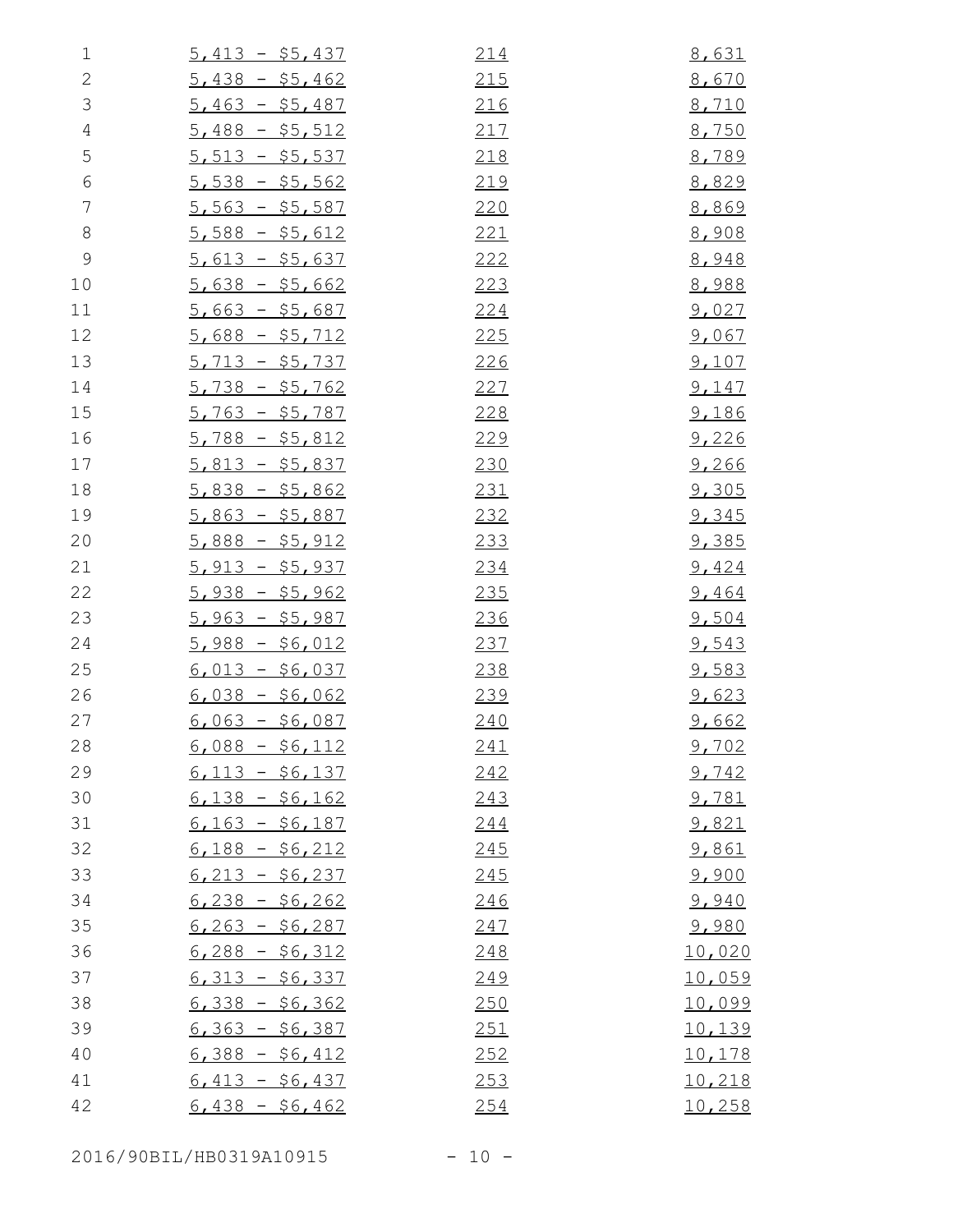| | | |
|---|---|---|
| 5,413 - $5,437 | 214 | 8,631 |
| 5,438 - $5,462 | 215 | 8,670 |
| 5,463 - $5,487 | 216 | 8,710 |
| 5,488 - $5,512 | 217 | 8,750 |
| 5,513 - $5,537 | 218 | 8,789 |
| 5,538 - $5,562 | 219 | 8,829 |
| 5,563 - $5,587 | 220 | 8,869 |
| 5,588 - $5,612 | 221 | 8,908 |
| 5,613 - $5,637 | 222 | 8,948 |
| 5,638 - $5,662 | 223 | 8,988 |
| 5,663 - $5,687 | 224 | 9,027 |
| 5,688 - $5,712 | 225 | 9,067 |
| 5,713 - $5,737 | 226 | 9,107 |
| 5,738 - $5,762 | 227 | 9,147 |
| 5,763 - $5,787 | 228 | 9,186 |
| 5,788 - $5,812 | 229 | 9,226 |
| 5,813 - $5,837 | 230 | 9,266 |
| 5,838 - $5,862 | 231 | 9,305 |
| 5,863 - $5,887 | 232 | 9,345 |
| 5,888 - $5,912 | 233 | 9,385 |
| 5,913 - $5,937 | 234 | 9,424 |
| 5,938 - $5,962 | 235 | 9,464 |
| 5,963 - $5,987 | 236 | 9,504 |
| 5,988 - $6,012 | 237 | 9,543 |
| 6,013 - $6,037 | 238 | 9,583 |
| 6,038 - $6,062 | 239 | 9,623 |
| 6,063 - $6,087 | 240 | 9,662 |
| 6,088 - $6,112 | 241 | 9,702 |
| 6,113 - $6,137 | 242 | 9,742 |
| 6,138 - $6,162 | 243 | 9,781 |
| 6,163 - $6,187 | 244 | 9,821 |
| 6,188 - $6,212 | 245 | 9,861 |
| 6,213 - $6,237 | 245 | 9,900 |
| 6,238 - $6,262 | 246 | 9,940 |
| 6,263 - $6,287 | 247 | 9,980 |
| 6,288 - $6,312 | 248 | 10,020 |
| 6,313 - $6,337 | 249 | 10,059 |
| 6,338 - $6,362 | 250 | 10,099 |
| 6,363 - $6,387 | 251 | 10,139 |
| 6,388 - $6,412 | 252 | 10,178 |
| 6,413 - $6,437 | 253 | 10,218 |
| 6,438 - $6,462 | 254 | 10,258 |

2016/90BIL/HB0319A10915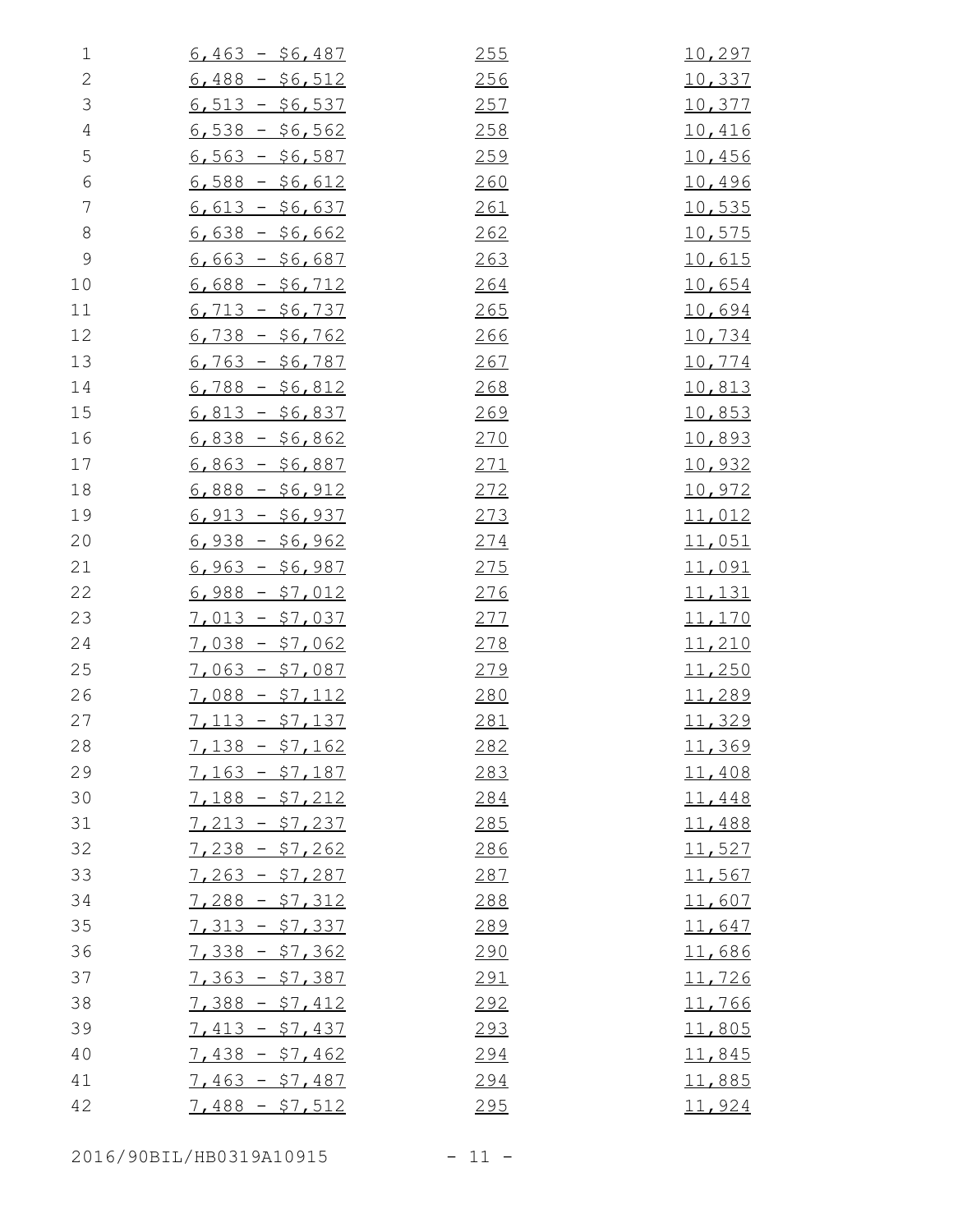| | | |
|---|---|---|
| 6,463 - $6,487 | 255 | 10,297 |
| 6,488 - $6,512 | 256 | 10,337 |
| 6,513 - $6,537 | 257 | 10,377 |
| 6,538 - $6,562 | 258 | 10,416 |
| 6,563 - $6,587 | 259 | 10,456 |
| 6,588 - $6,612 | 260 | 10,496 |
| 6,613 - $6,637 | 261 | 10,535 |
| 6,638 - $6,662 | 262 | 10,575 |
| 6,663 - $6,687 | 263 | 10,615 |
| 6,688 - $6,712 | 264 | 10,654 |
| 6,713 - $6,737 | 265 | 10,694 |
| 6,738 - $6,762 | 266 | 10,734 |
| 6,763 - $6,787 | 267 | 10,774 |
| 6,788 - $6,812 | 268 | 10,813 |
| 6,813 - $6,837 | 269 | 10,853 |
| 6,838 - $6,862 | 270 | 10,893 |
| 6,863 - $6,887 | 271 | 10,932 |
| 6,888 - $6,912 | 272 | 10,972 |
| 6,913 - $6,937 | 273 | 11,012 |
| 6,938 - $6,962 | 274 | 11,051 |
| 6,963 - $6,987 | 275 | 11,091 |
| 6,988 - $7,012 | 276 | 11,131 |
| 7,013 - $7,037 | 277 | 11,170 |
| 7,038 - $7,062 | 278 | 11,210 |
| 7,063 - $7,087 | 279 | 11,250 |
| 7,088 - $7,112 | 280 | 11,289 |
| 7,113 - $7,137 | 281 | 11,329 |
| 7,138 - $7,162 | 282 | 11,369 |
| 7,163 - $7,187 | 283 | 11,408 |
| 7,188 - $7,212 | 284 | 11,448 |
| 7,213 - $7,237 | 285 | 11,488 |
| 7,238 - $7,262 | 286 | 11,527 |
| 7,263 - $7,287 | 287 | 11,567 |
| 7,288 - $7,312 | 288 | 11,607 |
| 7,313 - $7,337 | 289 | 11,647 |
| 7,338 - $7,362 | 290 | 11,686 |
| 7,363 - $7,387 | 291 | 11,726 |
| 7,388 - $7,412 | 292 | 11,766 |
| 7,413 - $7,437 | 293 | 11,805 |
| 7,438 - $7,462 | 294 | 11,845 |
| 7,463 - $7,487 | 294 | 11,885 |
| 7,488 - $7,512 | 295 | 11,924 |

2016/90BIL/HB0319A10915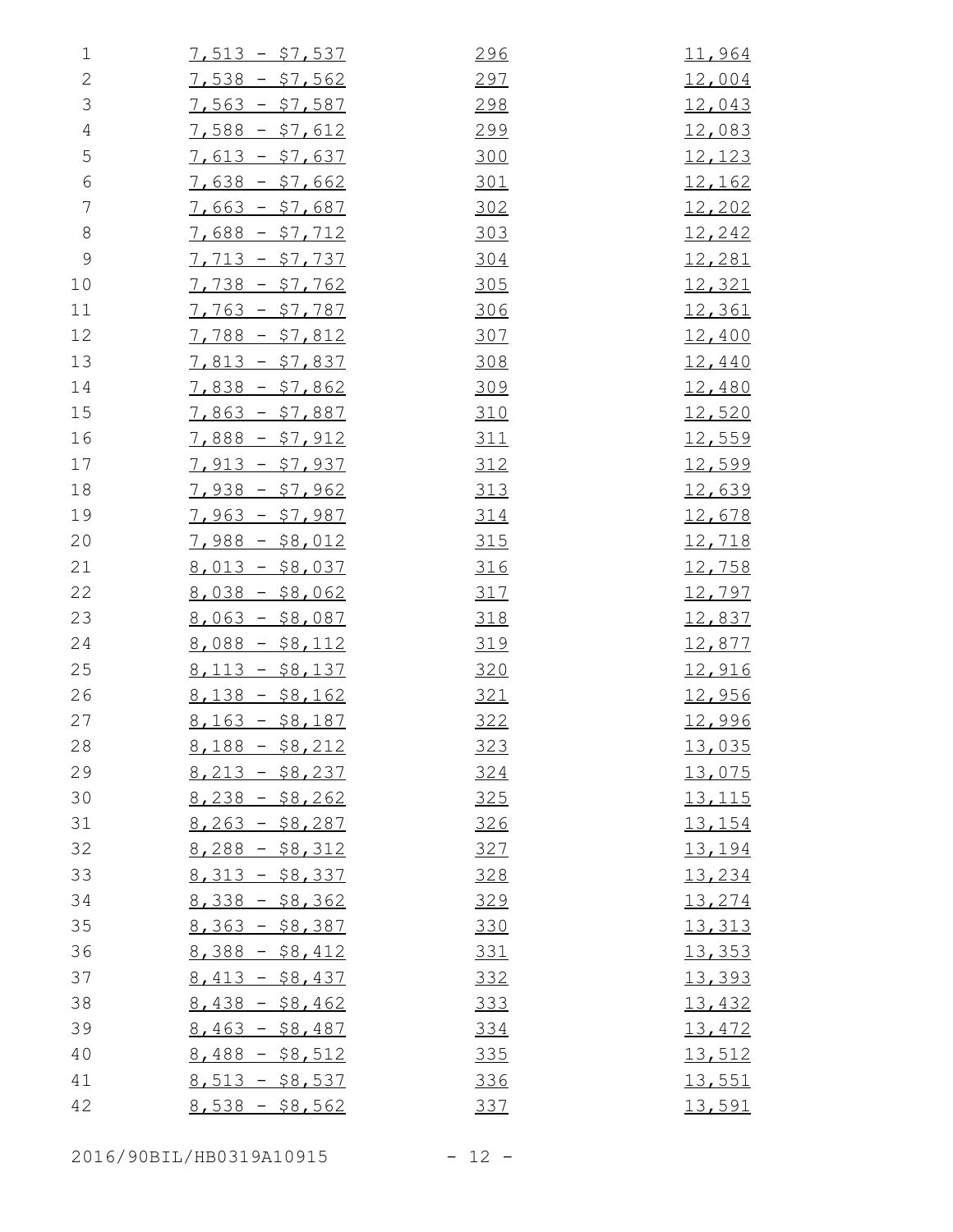| | | |
|---|---|---|
| 7,513 - $7,537 | 296 | 11,964 |
| 7,538 - $7,562 | 297 | 12,004 |
| 7,563 - $7,587 | 298 | 12,043 |
| 7,588 - $7,612 | 299 | 12,083 |
| 7,613 - $7,637 | 300 | 12,123 |
| 7,638 - $7,662 | 301 | 12,162 |
| 7,663 - $7,687 | 302 | 12,202 |
| 7,688 - $7,712 | 303 | 12,242 |
| 7,713 - $7,737 | 304 | 12,281 |
| 7,738 - $7,762 | 305 | 12,321 |
| 7,763 - $7,787 | 306 | 12,361 |
| 7,788 - $7,812 | 307 | 12,400 |
| 7,813 - $7,837 | 308 | 12,440 |
| 7,838 - $7,862 | 309 | 12,480 |
| 7,863 - $7,887 | 310 | 12,520 |
| 7,888 - $7,912 | 311 | 12,559 |
| 7,913 - $7,937 | 312 | 12,599 |
| 7,938 - $7,962 | 313 | 12,639 |
| 7,963 - $7,987 | 314 | 12,678 |
| 7,988 - $8,012 | 315 | 12,718 |
| 8,013 - $8,037 | 316 | 12,758 |
| 8,038 - $8,062 | 317 | 12,797 |
| 8,063 - $8,087 | 318 | 12,837 |
| 8,088 - $8,112 | 319 | 12,877 |
| 8,113 - $8,137 | 320 | 12,916 |
| 8,138 - $8,162 | 321 | 12,956 |
| 8,163 - $8,187 | 322 | 12,996 |
| 8,188 - $8,212 | 323 | 13,035 |
| 8,213 - $8,237 | 324 | 13,075 |
| 8,238 - $8,262 | 325 | 13,115 |
| 8,263 - $8,287 | 326 | 13,154 |
| 8,288 - $8,312 | 327 | 13,194 |
| 8,313 - $8,337 | 328 | 13,234 |
| 8,338 - $8,362 | 329 | 13,274 |
| 8,363 - $8,387 | 330 | 13,313 |
| 8,388 - $8,412 | 331 | 13,353 |
| 8,413 - $8,437 | 332 | 13,393 |
| 8,438 - $8,462 | 333 | 13,432 |
| 8,463 - $8,487 | 334 | 13,472 |
| 8,488 - $8,512 | 335 | 13,512 |
| 8,513 - $8,537 | 336 | 13,551 |
| 8,538 - $8,562 | 337 | 13,591 |

2016/90BIL/HB0319A10915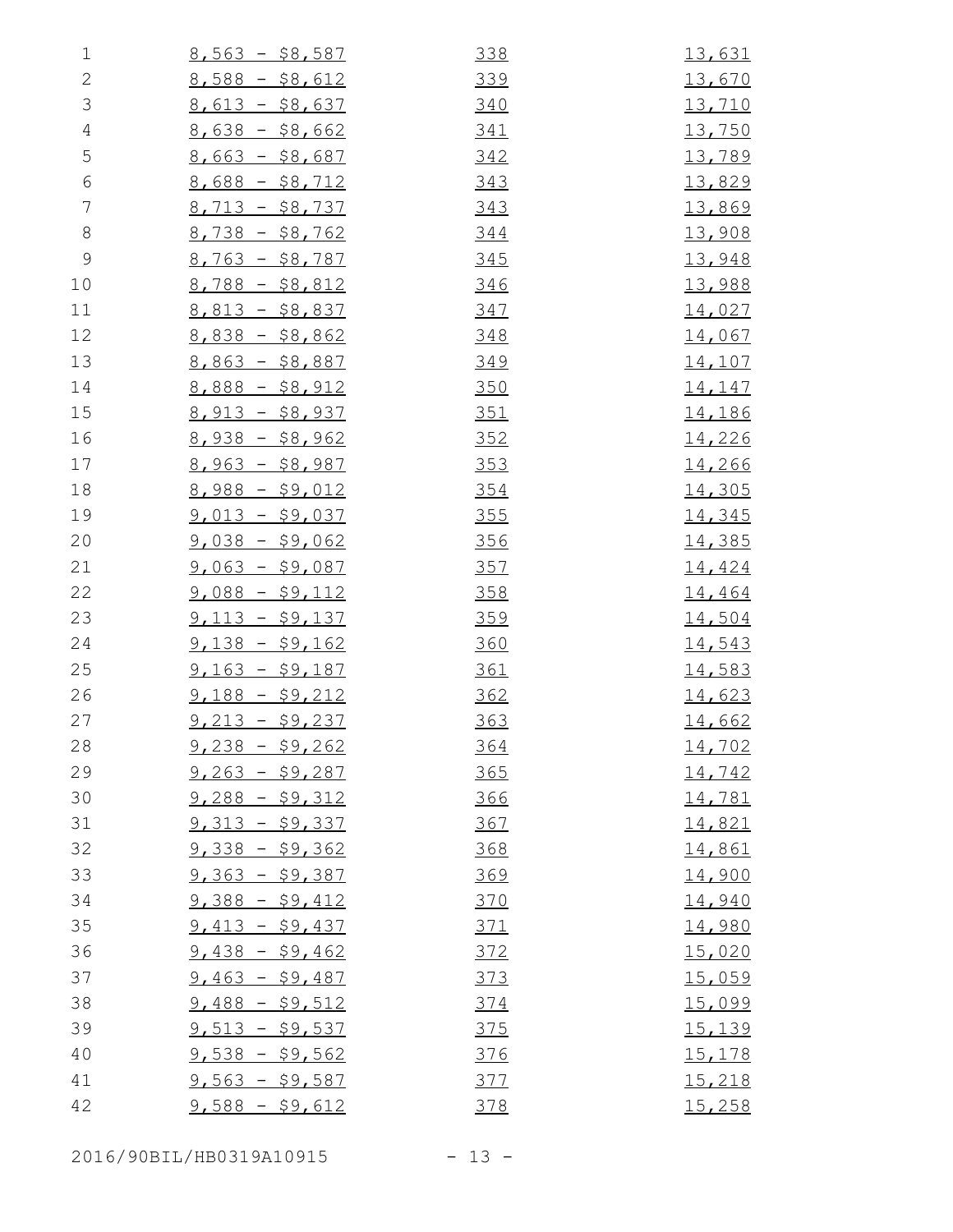| | | |
|---|---|---|
| 8,563 - $8,587 | 338 | 13,631 |
| 8,588 - $8,612 | 339 | 13,670 |
| 8,613 - $8,637 | 340 | 13,710 |
| 8,638 - $8,662 | 341 | 13,750 |
| 8,663 - $8,687 | 342 | 13,789 |
| 8,688 - $8,712 | 343 | 13,829 |
| 8,713 - $8,737 | 343 | 13,869 |
| 8,738 - $8,762 | 344 | 13,908 |
| 8,763 - $8,787 | 345 | 13,948 |
| 8,788 - $8,812 | 346 | 13,988 |
| 8,813 - $8,837 | 347 | 14,027 |
| 8,838 - $8,862 | 348 | 14,067 |
| 8,863 - $8,887 | 349 | 14,107 |
| 8,888 - $8,912 | 350 | 14,147 |
| 8,913 - $8,937 | 351 | 14,186 |
| 8,938 - $8,962 | 352 | 14,226 |
| 8,963 - $8,987 | 353 | 14,266 |
| 8,988 - $9,012 | 354 | 14,305 |
| 9,013 - $9,037 | 355 | 14,345 |
| 9,038 - $9,062 | 356 | 14,385 |
| 9,063 - $9,087 | 357 | 14,424 |
| 9,088 - $9,112 | 358 | 14,464 |
| 9,113 - $9,137 | 359 | 14,504 |
| 9,138 - $9,162 | 360 | 14,543 |
| 9,163 - $9,187 | 361 | 14,583 |
| 9,188 - $9,212 | 362 | 14,623 |
| 9,213 - $9,237 | 363 | 14,662 |
| 9,238 - $9,262 | 364 | 14,702 |
| 9,263 - $9,287 | 365 | 14,742 |
| 9,288 - $9,312 | 366 | 14,781 |
| 9,313 - $9,337 | 367 | 14,821 |
| 9,338 - $9,362 | 368 | 14,861 |
| 9,363 - $9,387 | 369 | 14,900 |
| 9,388 - $9,412 | 370 | 14,940 |
| 9,413 - $9,437 | 371 | 14,980 |
| 9,438 - $9,462 | 372 | 15,020 |
| 9,463 - $9,487 | 373 | 15,059 |
| 9,488 - $9,512 | 374 | 15,099 |
| 9,513 - $9,537 | 375 | 15,139 |
| 9,538 - $9,562 | 376 | 15,178 |
| 9,563 - $9,587 | 377 | 15,218 |
| 9,588 - $9,612 | 378 | 15,258 |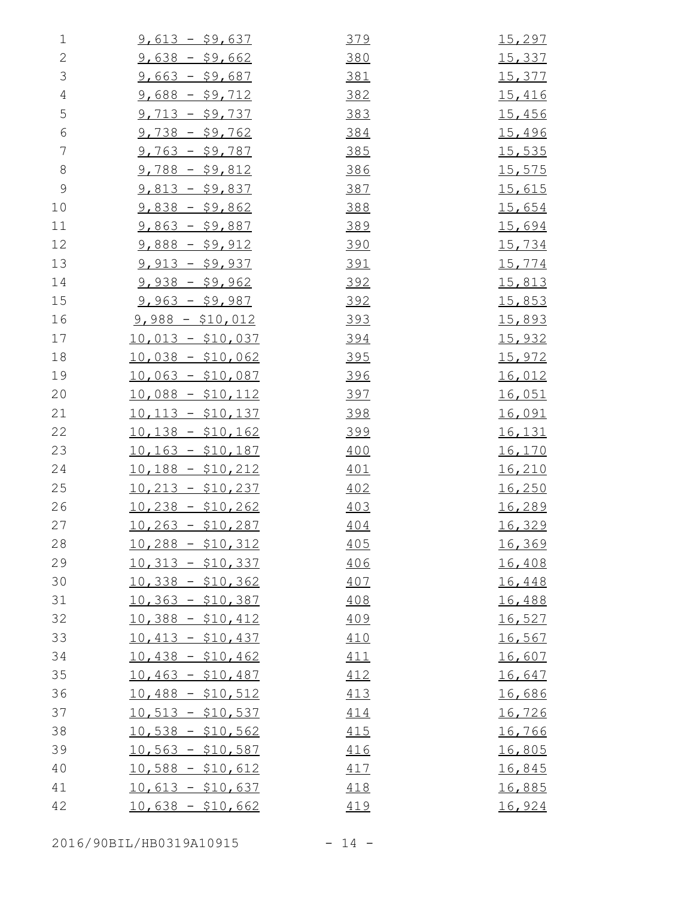| | | |
|---|---|---|
| 9,613 - $9,637 | 379 | 15,297 |
| 9,638 - $9,662 | 380 | 15,337 |
| 9,663 - $9,687 | 381 | 15,377 |
| 9,688 - $9,712 | 382 | 15,416 |
| 9,713 - $9,737 | 383 | 15,456 |
| 9,738 - $9,762 | 384 | 15,496 |
| 9,763 - $9,787 | 385 | 15,535 |
| 9,788 - $9,812 | 386 | 15,575 |
| 9,813 - $9,837 | 387 | 15,615 |
| 9,838 - $9,862 | 388 | 15,654 |
| 9,863 - $9,887 | 389 | 15,694 |
| 9,888 - $9,912 | 390 | 15,734 |
| 9,913 - $9,937 | 391 | 15,774 |
| 9,938 - $9,962 | 392 | 15,813 |
| 9,963 - $9,987 | 392 | 15,853 |
| 9,988 - $10,012 | 393 | 15,893 |
| 10,013 - $10,037 | 394 | 15,932 |
| 10,038 - $10,062 | 395 | 15,972 |
| 10,063 - $10,087 | 396 | 16,012 |
| 10,088 - $10,112 | 397 | 16,051 |
| 10,113 - $10,137 | 398 | 16,091 |
| 10,138 - $10,162 | 399 | 16,131 |
| 10,163 - $10,187 | 400 | 16,170 |
| 10,188 - $10,212 | 401 | 16,210 |
| 10,213 - $10,237 | 402 | 16,250 |
| 10,238 - $10,262 | 403 | 16,289 |
| 10,263 - $10,287 | 404 | 16,329 |
| 10,288 - $10,312 | 405 | 16,369 |
| 10,313 - $10,337 | 406 | 16,408 |
| 10,338 - $10,362 | 407 | 16,448 |
| 10,363 - $10,387 | 408 | 16,488 |
| 10,388 - $10,412 | 409 | 16,527 |
| 10,413 - $10,437 | 410 | 16,567 |
| 10,438 - $10,462 | 411 | 16,607 |
| 10,463 - $10,487 | 412 | 16,647 |
| 10,488 - $10,512 | 413 | 16,686 |
| 10,513 - $10,537 | 414 | 16,726 |
| 10,538 - $10,562 | 415 | 16,766 |
| 10,563 - $10,587 | 416 | 16,805 |
| 10,588 - $10,612 | 417 | 16,845 |
| 10,613 - $10,637 | 418 | 16,885 |
| 10,638 - $10,662 | 419 | 16,924 |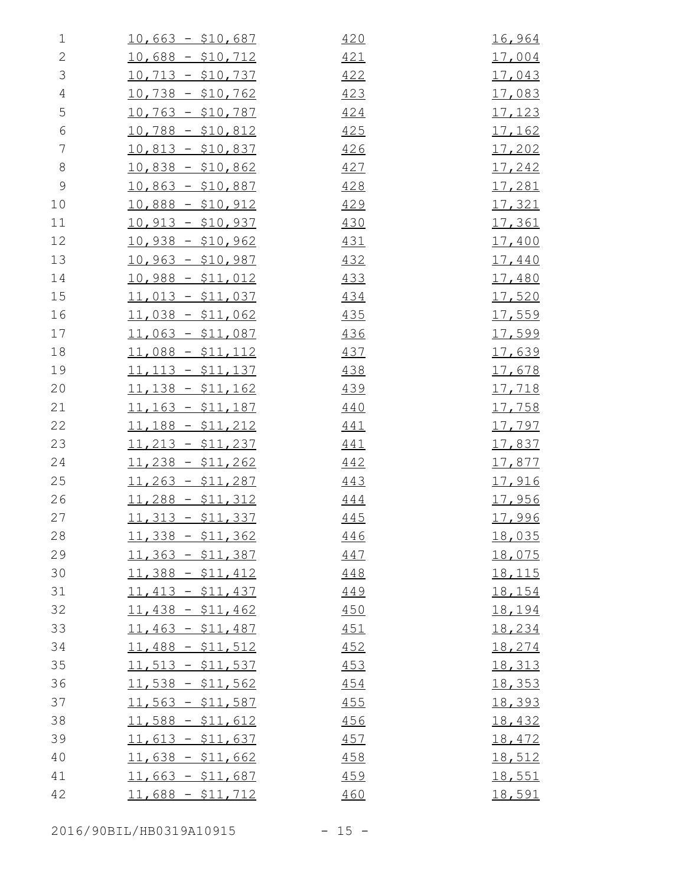| | | |
|---|---|---|
| 10,663 - $10,687 | 420 | 16,964 |
| 10,688 - $10,712 | 421 | 17,004 |
| 10,713 - $10,737 | 422 | 17,043 |
| 10,738 - $10,762 | 423 | 17,083 |
| 10,763 - $10,787 | 424 | 17,123 |
| 10,788 - $10,812 | 425 | 17,162 |
| 10,813 - $10,837 | 426 | 17,202 |
| 10,838 - $10,862 | 427 | 17,242 |
| 10,863 - $10,887 | 428 | 17,281 |
| 10,888 - $10,912 | 429 | 17,321 |
| 10,913 - $10,937 | 430 | 17,361 |
| 10,938 - $10,962 | 431 | 17,400 |
| 10,963 - $10,987 | 432 | 17,440 |
| 10,988 - $11,012 | 433 | 17,480 |
| 11,013 - $11,037 | 434 | 17,520 |
| 11,038 - $11,062 | 435 | 17,559 |
| 11,063 - $11,087 | 436 | 17,599 |
| 11,088 - $11,112 | 437 | 17,639 |
| 11,113 - $11,137 | 438 | 17,678 |
| 11,138 - $11,162 | 439 | 17,718 |
| 11,163 - $11,187 | 440 | 17,758 |
| 11,188 - $11,212 | 441 | 17,797 |
| 11,213 - $11,237 | 441 | 17,837 |
| 11,238 - $11,262 | 442 | 17,877 |
| 11,263 - $11,287 | 443 | 17,916 |
| 11,288 - $11,312 | 444 | 17,956 |
| 11,313 - $11,337 | 445 | 17,996 |
| 11,338 - $11,362 | 446 | 18,035 |
| 11,363 - $11,387 | 447 | 18,075 |
| 11,388 - $11,412 | 448 | 18,115 |
| 11,413 - $11,437 | 449 | 18,154 |
| 11,438 - $11,462 | 450 | 18,194 |
| 11,463 - $11,487 | 451 | 18,234 |
| 11,488 - $11,512 | 452 | 18,274 |
| 11,513 - $11,537 | 453 | 18,313 |
| 11,538 - $11,562 | 454 | 18,353 |
| 11,563 - $11,587 | 455 | 18,393 |
| 11,588 - $11,612 | 456 | 18,432 |
| 11,613 - $11,637 | 457 | 18,472 |
| 11,638 - $11,662 | 458 | 18,512 |
| 11,663 - $11,687 | 459 | 18,551 |
| 11,688 - $11,712 | 460 | 18,591 |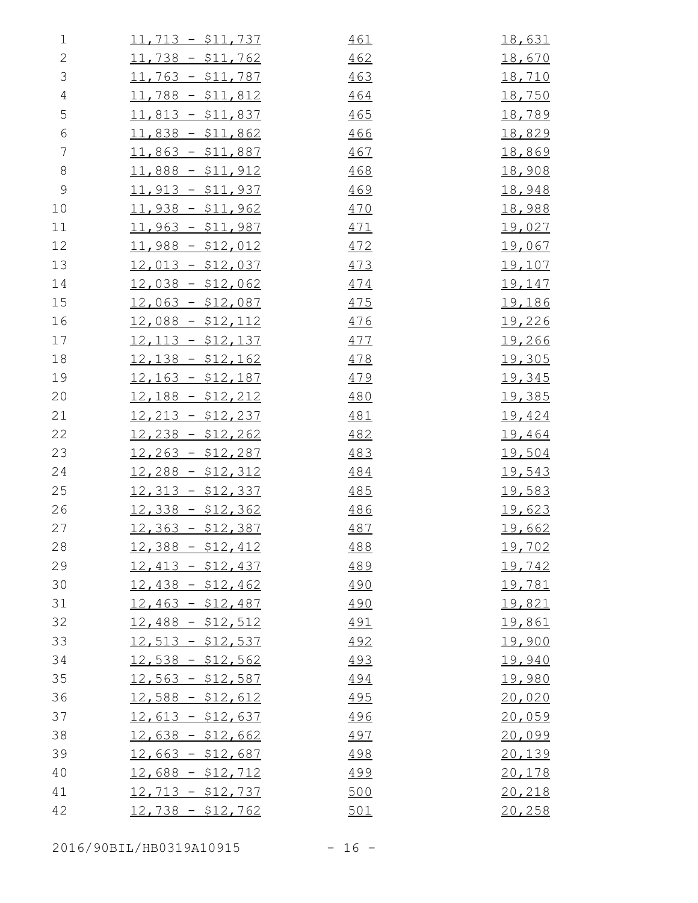| | | |
|---|---|---|
| 11,713 - $11,737 | 461 | 18,631 |
| 11,738 - $11,762 | 462 | 18,670 |
| 11,763 - $11,787 | 463 | 18,710 |
| 11,788 - $11,812 | 464 | 18,750 |
| 11,813 - $11,837 | 465 | 18,789 |
| 11,838 - $11,862 | 466 | 18,829 |
| 11,863 - $11,887 | 467 | 18,869 |
| 11,888 - $11,912 | 468 | 18,908 |
| 11,913 - $11,937 | 469 | 18,948 |
| 11,938 - $11,962 | 470 | 18,988 |
| 11,963 - $11,987 | 471 | 19,027 |
| 11,988 - $12,012 | 472 | 19,067 |
| 12,013 - $12,037 | 473 | 19,107 |
| 12,038 - $12,062 | 474 | 19,147 |
| 12,063 - $12,087 | 475 | 19,186 |
| 12,088 - $12,112 | 476 | 19,226 |
| 12,113 - $12,137 | 477 | 19,266 |
| 12,138 - $12,162 | 478 | 19,305 |
| 12,163 - $12,187 | 479 | 19,345 |
| 12,188 - $12,212 | 480 | 19,385 |
| 12,213 - $12,237 | 481 | 19,424 |
| 12,238 - $12,262 | 482 | 19,464 |
| 12,263 - $12,287 | 483 | 19,504 |
| 12,288 - $12,312 | 484 | 19,543 |
| 12,313 - $12,337 | 485 | 19,583 |
| 12,338 - $12,362 | 486 | 19,623 |
| 12,363 - $12,387 | 487 | 19,662 |
| 12,388 - $12,412 | 488 | 19,702 |
| 12,413 - $12,437 | 489 | 19,742 |
| 12,438 - $12,462 | 490 | 19,781 |
| 12,463 - $12,487 | 490 | 19,821 |
| 12,488 - $12,512 | 491 | 19,861 |
| 12,513 - $12,537 | 492 | 19,900 |
| 12,538 - $12,562 | 493 | 19,940 |
| 12,563 - $12,587 | 494 | 19,980 |
| 12,588 - $12,612 | 495 | 20,020 |
| 12,613 - $12,637 | 496 | 20,059 |
| 12,638 - $12,662 | 497 | 20,099 |
| 12,663 - $12,687 | 498 | 20,139 |
| 12,688 - $12,712 | 499 | 20,178 |
| 12,713 - $12,737 | 500 | 20,218 |
| 12,738 - $12,762 | 501 | 20,258 |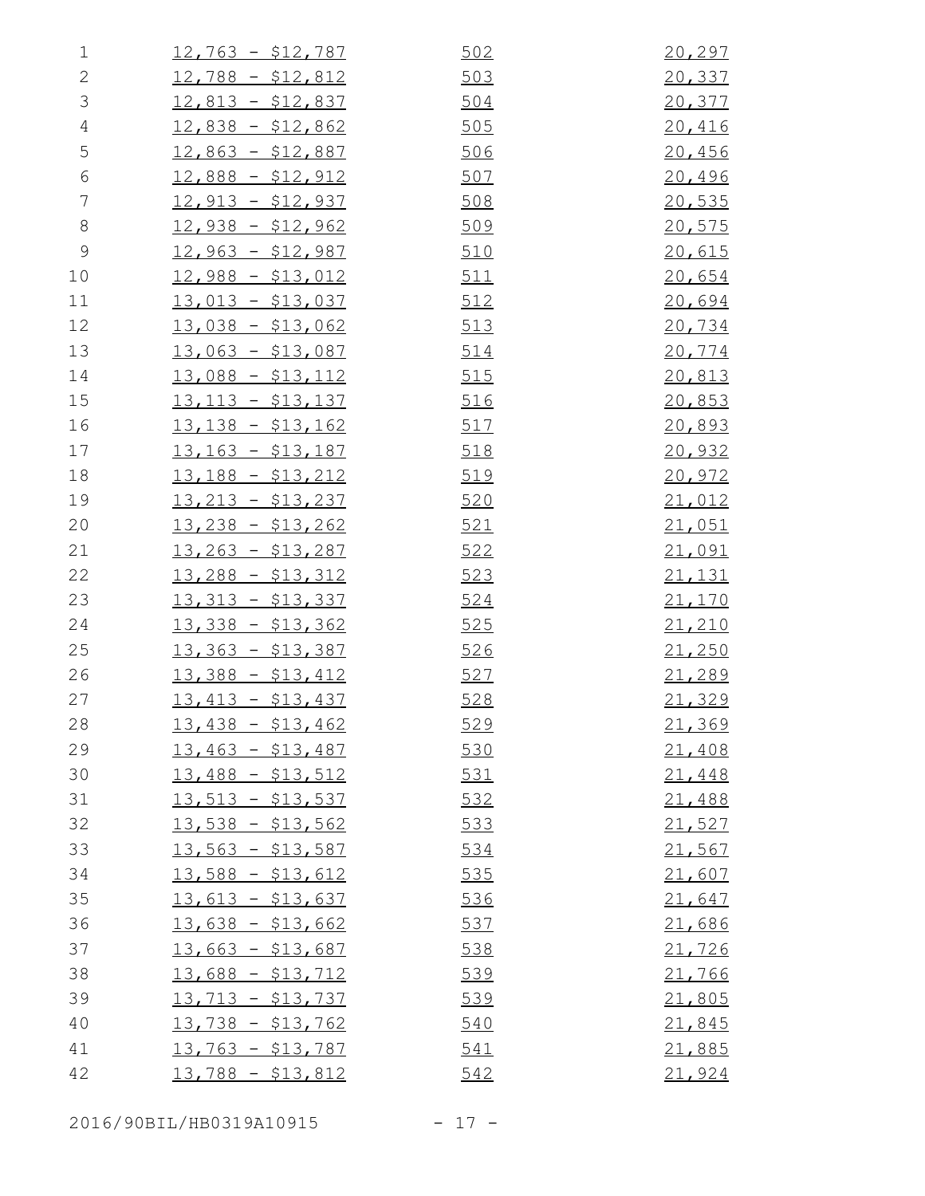| | | |
|---|---|---|
| 12,763 - $12,787 | 502 | 20,297 |
| 12,788 - $12,812 | 503 | 20,337 |
| 12,813 - $12,837 | 504 | 20,377 |
| 12,838 - $12,862 | 505 | 20,416 |
| 12,863 - $12,887 | 506 | 20,456 |
| 12,888 - $12,912 | 507 | 20,496 |
| 12,913 - $12,937 | 508 | 20,535 |
| 12,938 - $12,962 | 509 | 20,575 |
| 12,963 - $12,987 | 510 | 20,615 |
| 12,988 - $13,012 | 511 | 20,654 |
| 13,013 - $13,037 | 512 | 20,694 |
| 13,038 - $13,062 | 513 | 20,734 |
| 13,063 - $13,087 | 514 | 20,774 |
| 13,088 - $13,112 | 515 | 20,813 |
| 13,113 - $13,137 | 516 | 20,853 |
| 13,138 - $13,162 | 517 | 20,893 |
| 13,163 - $13,187 | 518 | 20,932 |
| 13,188 - $13,212 | 519 | 20,972 |
| 13,213 - $13,237 | 520 | 21,012 |
| 13,238 - $13,262 | 521 | 21,051 |
| 13,263 - $13,287 | 522 | 21,091 |
| 13,288 - $13,312 | 523 | 21,131 |
| 13,313 - $13,337 | 524 | 21,170 |
| 13,338 - $13,362 | 525 | 21,210 |
| 13,363 - $13,387 | 526 | 21,250 |
| 13,388 - $13,412 | 527 | 21,289 |
| 13,413 - $13,437 | 528 | 21,329 |
| 13,438 - $13,462 | 529 | 21,369 |
| 13,463 - $13,487 | 530 | 21,408 |
| 13,488 - $13,512 | 531 | 21,448 |
| 13,513 - $13,537 | 532 | 21,488 |
| 13,538 - $13,562 | 533 | 21,527 |
| 13,563 - $13,587 | 534 | 21,567 |
| 13,588 - $13,612 | 535 | 21,607 |
| 13,613 - $13,637 | 536 | 21,647 |
| 13,638 - $13,662 | 537 | 21,686 |
| 13,663 - $13,687 | 538 | 21,726 |
| 13,688 - $13,712 | 539 | 21,766 |
| 13,713 - $13,737 | 539 | 21,805 |
| 13,738 - $13,762 | 540 | 21,845 |
| 13,763 - $13,787 | 541 | 21,885 |
| 13,788 - $13,812 | 542 | 21,924 |

2016/90BIL/HB0319A10915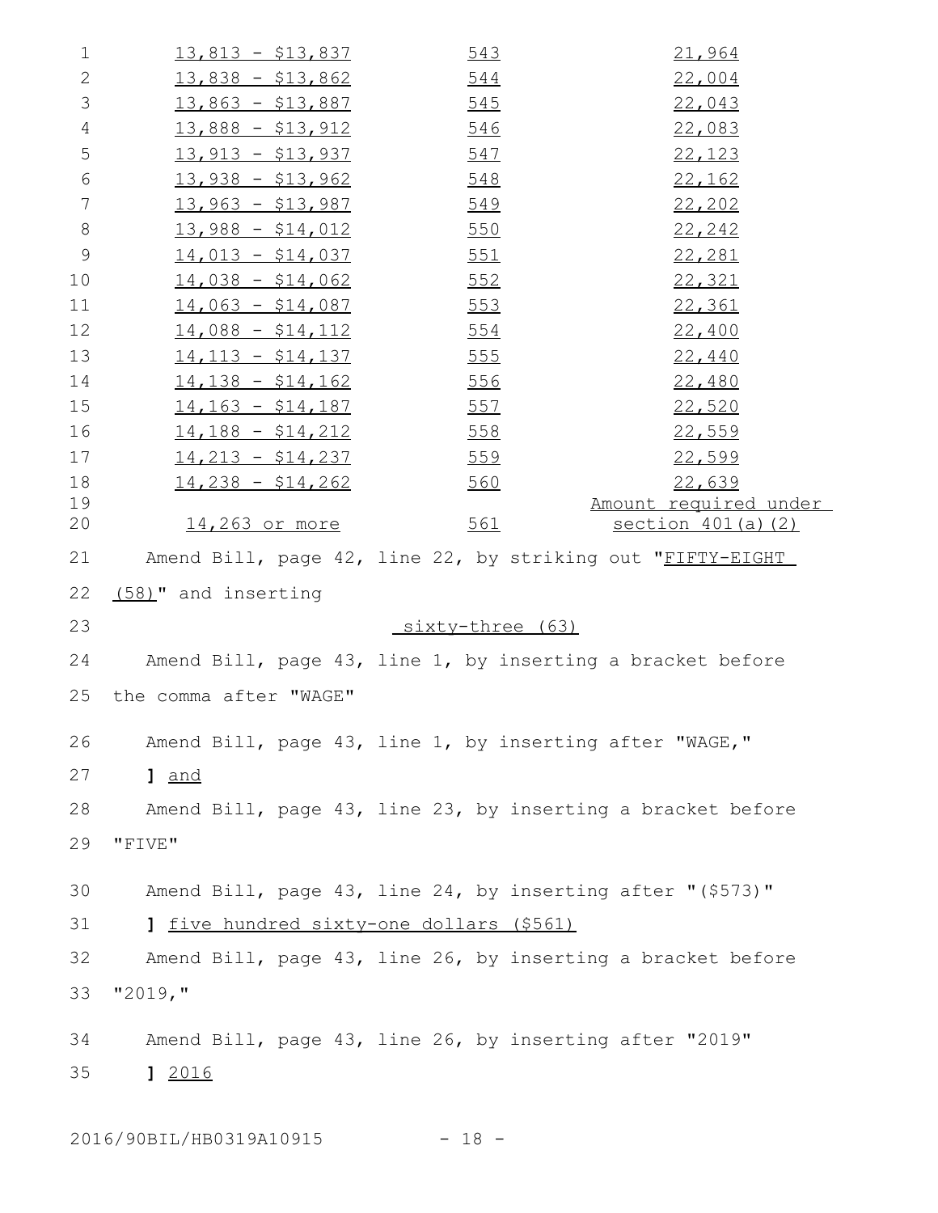| | | |
|---|---|---|
| 13,813 - $13,837 | 543 | 21,964 |
| 13,838 - $13,862 | 544 | 22,004 |
| 13,863 - $13,887 | 545 | 22,043 |
| 13,888 - $13,912 | 546 | 22,083 |
| 13,913 - $13,937 | 547 | 22,123 |
| 13,938 - $13,962 | 548 | 22,162 |
| 13,963 - $13,987 | 549 | 22,202 |
| 13,988 - $14,012 | 550 | 22,242 |
| 14,013 - $14,037 | 551 | 22,281 |
| 14,038 - $14,062 | 552 | 22,321 |
| 14,063 - $14,087 | 553 | 22,361 |
| 14,088 - $14,112 | 554 | 22,400 |
| 14,113 - $14,137 | 555 | 22,440 |
| 14,138 - $14,162 | 556 | 22,480 |
| 14,163 - $14,187 | 557 | 22,520 |
| 14,188 - $14,212 | 558 | 22,559 |
| 14,213 - $14,237 | 559 | 22,599 |
| 14,238 - $14,262 | 560 | 22,639 |
| 14,263 or more | 561 | Amount required under section 401(a)(2) |

Amend Bill, page 42, line 22, by striking out "FIFTY-EIGHT (58)" and inserting

sixty-three (63)

Amend Bill, page 43, line 1, by inserting a bracket before the comma after "WAGE"

Amend Bill, page 43, line 1, by inserting after "WAGE,"

] and

Amend Bill, page 43, line 23, by inserting a bracket before "FIVE"

Amend Bill, page 43, line 24, by inserting after "($573)"

] five hundred sixty-one dollars ($561)

Amend Bill, page 43, line 26, by inserting a bracket before "2019,"

Amend Bill, page 43, line 26, by inserting after "2019"

] 2016

2016/90BIL/HB0319A10915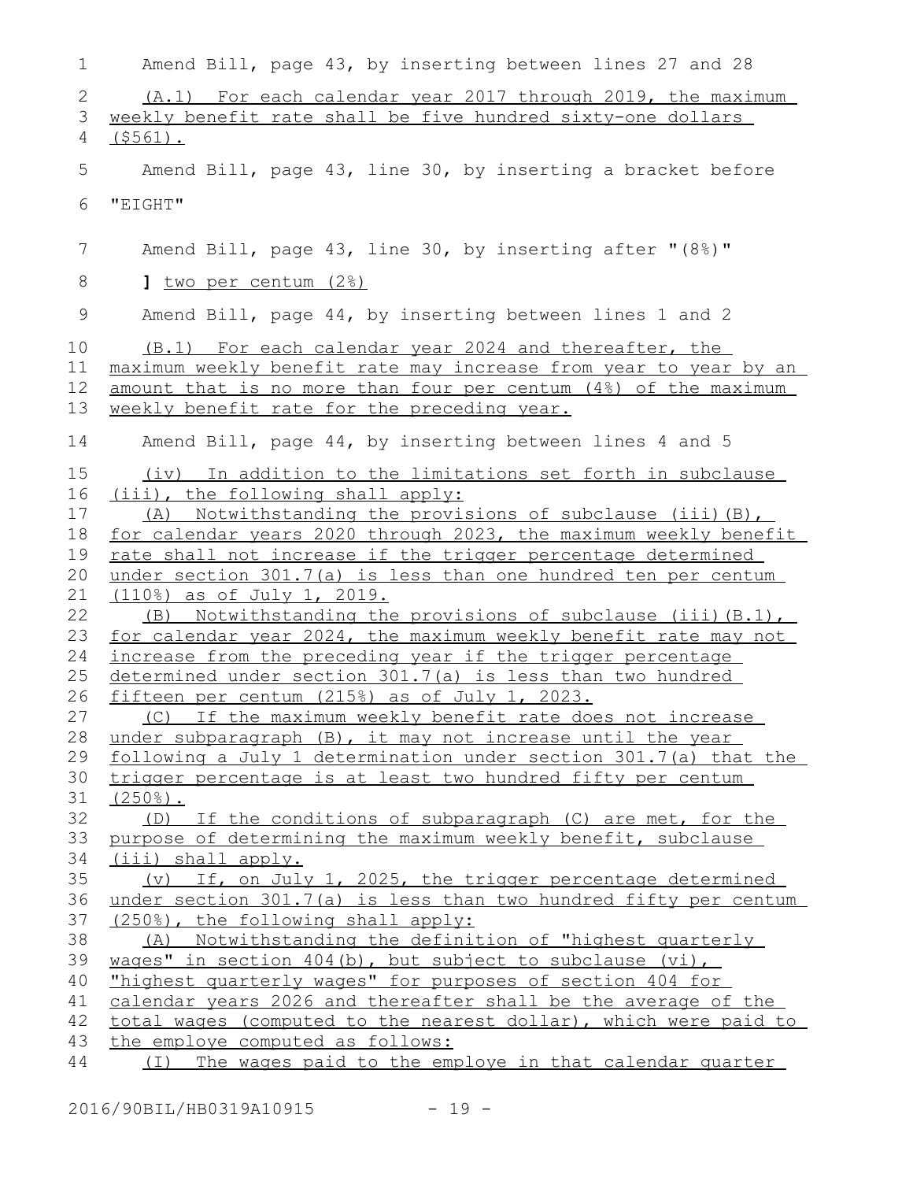Amend Bill, page 43, by inserting between lines 27 and 28

<u>(A.1) For each calendar year 2017 through 2019, the maximum weekly benefit rate shall be five hundred sixty-one dollars ($561).</u>

Amend Bill, page 43, line 30, by inserting a bracket before "EIGHT"

Amend Bill, page 43, line 30, by inserting after "(8%)"

**]** <u>two per centum (2%)</u>

Amend Bill, page 44, by inserting between lines 1 and 2

<u>(B.1) For each calendar year 2024 and thereafter, the maximum weekly benefit rate may increase from year to year by an amount that is no more than four per centum (4%) of the maximum weekly benefit rate for the preceding year.</u>

Amend Bill, page 44, by inserting between lines 4 and 5

<u>(iv) In addition to the limitations set forth in subclause (iii), the following shall apply:</u>

<u>(A) Notwithstanding the provisions of subclause (iii)(B), for calendar years 2020 through 2023, the maximum weekly benefit rate shall not increase if the trigger percentage determined under section 301.7(a) is less than one hundred ten per centum (110%) as of July 1, 2019.</u>

<u>(B) Notwithstanding the provisions of subclause (iii)(B.1), for calendar year 2024, the maximum weekly benefit rate may not increase from the preceding year if the trigger percentage determined under section 301.7(a) is less than two hundred fifteen per centum (215%) as of July 1, 2023.</u>

<u>(C) If the maximum weekly benefit rate does not increase under subparagraph (B), it may not increase until the year following a July 1 determination under section 301.7(a) that the trigger percentage is at least two hundred fifty per centum (250%).</u>

<u>(D) If the conditions of subparagraph (C) are met, for the purpose of determining the maximum weekly benefit, subclause (iii) shall apply.</u>

<u>(v) If, on July 1, 2025, the trigger percentage determined under section 301.7(a) is less than two hundred fifty per centum (250%), the following shall apply:</u>

<u>(A) Notwithstanding the definition of "highest quarterly wages" in section 404(b), but subject to subclause (vi), "highest quarterly wages" for purposes of section 404 for calendar years 2026 and thereafter shall be the average of the total wages (computed to the nearest dollar), which were paid to the employe computed as follows:</u>

<u>(I) The wages paid to the employe in that calendar quarter</u>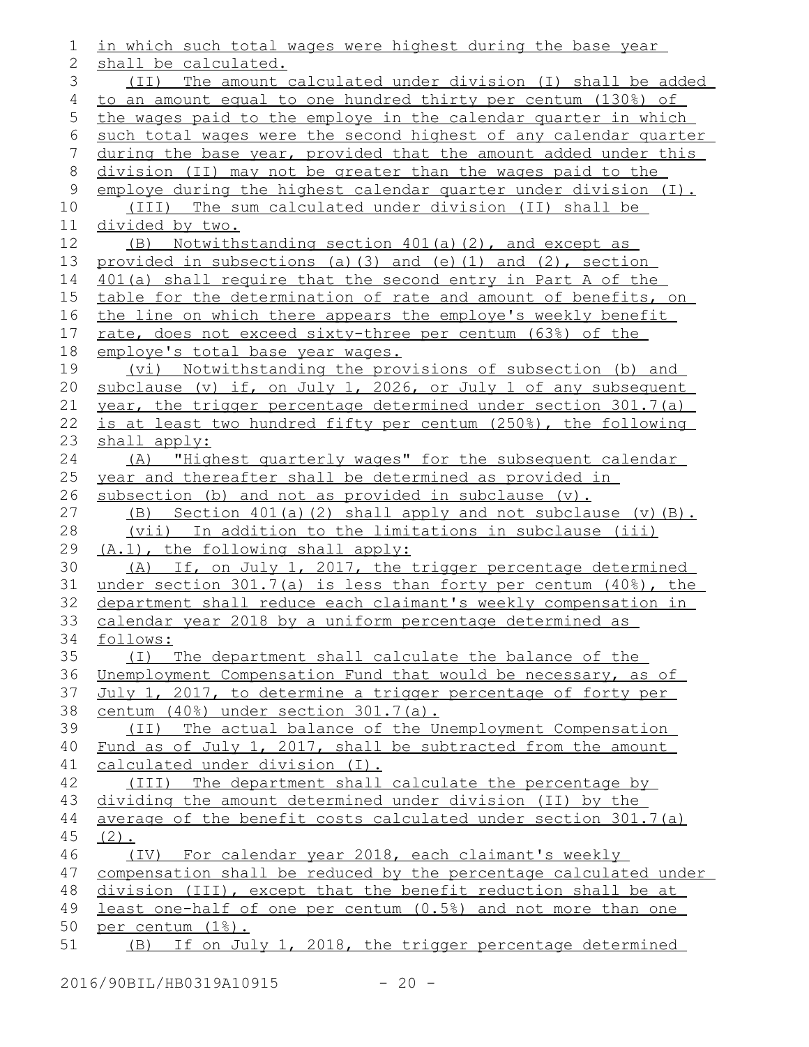in which such total wages were highest during the base year shall be calculated.

(II) The amount calculated under division (I) shall be added to an amount equal to one hundred thirty per centum (130%) of the wages paid to the employe in the calendar quarter in which such total wages were the second highest of any calendar quarter during the base year, provided that the amount added under this division (II) may not be greater than the wages paid to the employe during the highest calendar quarter under division (I).

(III) The sum calculated under division (II) shall be divided by two.

(B) Notwithstanding section 401(a)(2), and except as provided in subsections (a)(3) and (e)(1) and (2), section 401(a) shall require that the second entry in Part A of the table for the determination of rate and amount of benefits, on the line on which there appears the employe's weekly benefit rate, does not exceed sixty-three per centum (63%) of the employe's total base year wages.

(vi) Notwithstanding the provisions of subsection (b) and subclause (v) if, on July 1, 2026, or July 1 of any subsequent year, the trigger percentage determined under section 301.7(a) is at least two hundred fifty per centum (250%), the following shall apply:

(A) "Highest quarterly wages" for the subsequent calendar year and thereafter shall be determined as provided in subsection (b) and not as provided in subclause (v).

(B) Section 401(a)(2) shall apply and not subclause (v)(B).

(vii) In addition to the limitations in subclause (iii) (A.1), the following shall apply:

(A) If, on July 1, 2017, the trigger percentage determined under section 301.7(a) is less than forty per centum (40%), the department shall reduce each claimant's weekly compensation in calendar year 2018 by a uniform percentage determined as follows:

(I) The department shall calculate the balance of the Unemployment Compensation Fund that would be necessary, as of July 1, 2017, to determine a trigger percentage of forty per centum (40%) under section 301.7(a).

(II) The actual balance of the Unemployment Compensation Fund as of July 1, 2017, shall be subtracted from the amount calculated under division (I).

(III) The department shall calculate the percentage by dividing the amount determined under division (II) by the average of the benefit costs calculated under section 301.7(a) (2).

(IV) For calendar year 2018, each claimant's weekly compensation shall be reduced by the percentage calculated under division (III), except that the benefit reduction shall be at least one-half of one per centum (0.5%) and not more than one per centum (1%).

(B) If on July 1, 2018, the trigger percentage determined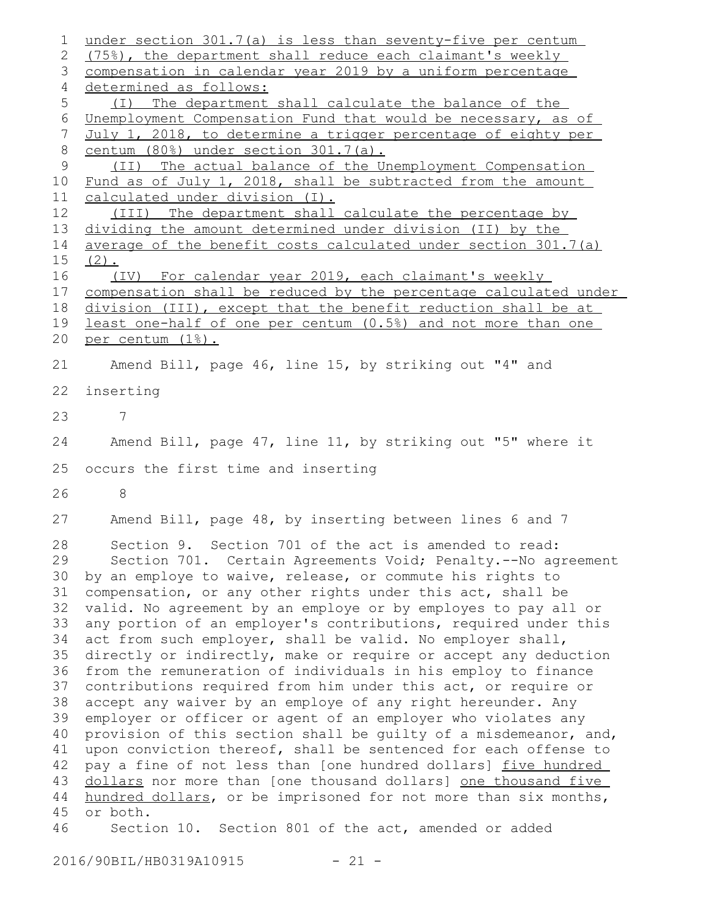under section 301.7(a) is less than seventy-five per centum (75%), the department shall reduce each claimant's weekly compensation in calendar year 2019 by a uniform percentage determined as follows:

(I) The department shall calculate the balance of the Unemployment Compensation Fund that would be necessary, as of July 1, 2018, to determine a trigger percentage of eighty per centum (80%) under section 301.7(a).

(II) The actual balance of the Unemployment Compensation Fund as of July 1, 2018, shall be subtracted from the amount calculated under division (I).

(III) The department shall calculate the percentage by dividing the amount determined under division (II) by the average of the benefit costs calculated under section 301.7(a)(2).

(IV) For calendar year 2019, each claimant's weekly compensation shall be reduced by the percentage calculated under division (III), except that the benefit reduction shall be at least one-half of one per centum (0.5%) and not more than one per centum (1%).

Amend Bill, page 46, line 15, by striking out "4" and inserting

7

Amend Bill, page 47, line 11, by striking out "5" where it occurs the first time and inserting

8

Amend Bill, page 48, by inserting between lines 6 and 7

Section 9. Section 701 of the act is amended to read:

Section 701. Certain Agreements Void; Penalty.--No agreement by an employe to waive, release, or commute his rights to compensation, or any other rights under this act, shall be valid. No agreement by an employe or by employes to pay all or any portion of an employer's contributions, required under this act from such employer, shall be valid. No employer shall, directly or indirectly, make or require or accept any deduction from the remuneration of individuals in his employ to finance contributions required from him under this act, or require or accept any waiver by an employe of any right hereunder. Any employer or officer or agent of an employer who violates any provision of this section shall be guilty of a misdemeanor, and, upon conviction thereof, shall be sentenced for each offense to pay a fine of not less than [one hundred dollars] five hundred dollars nor more than [one thousand dollars] one thousand five hundred dollars, or be imprisoned for not more than six months, or both.

Section 10. Section 801 of the act, amended or added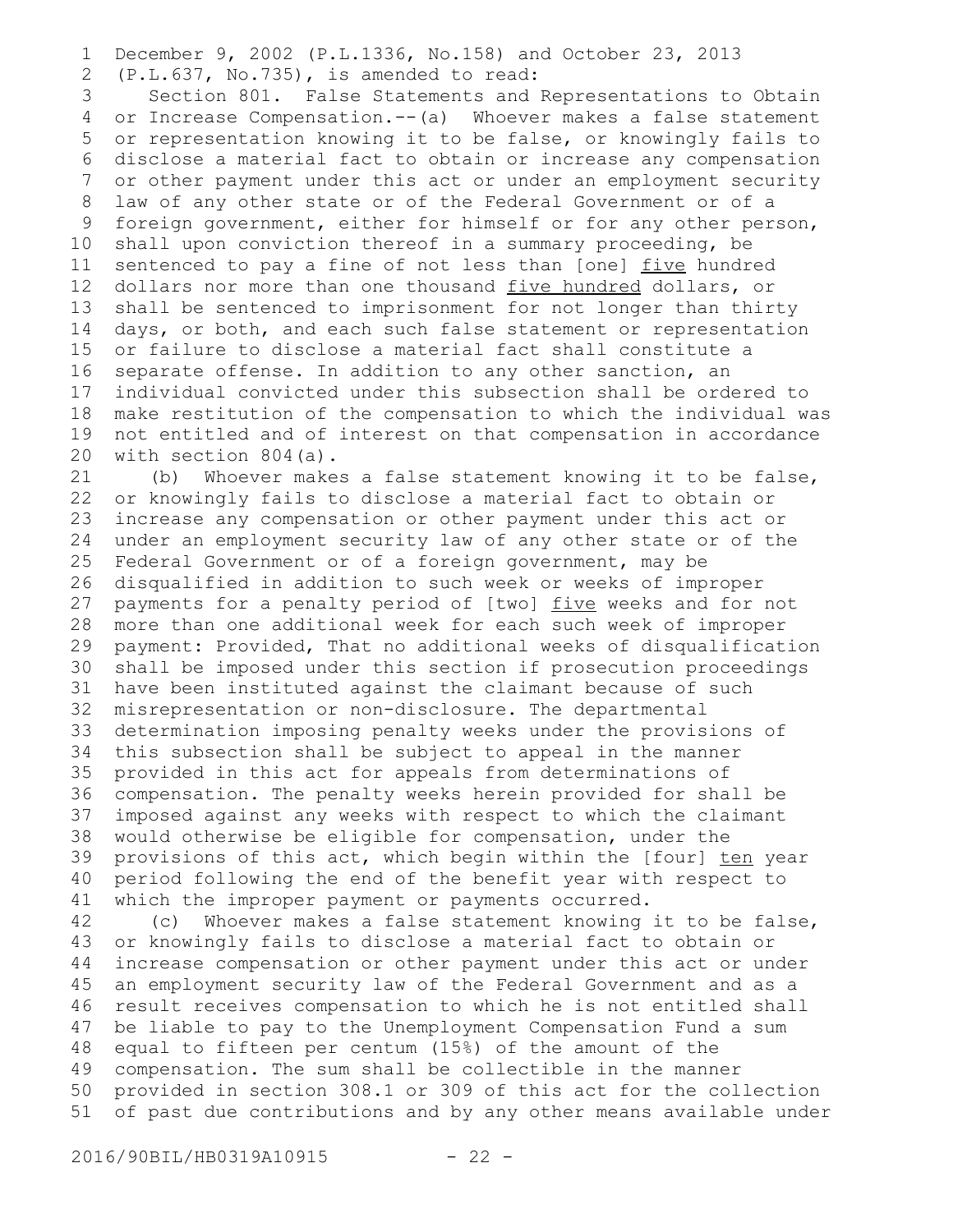December 9, 2002 (P.L.1336, No.158) and October 23, 2013 (P.L.637, No.735), is amended to read:

Section 801. False Statements and Representations to Obtain or Increase Compensation.--(a) Whoever makes a false statement or representation knowing it to be false, or knowingly fails to disclose a material fact to obtain or increase any compensation or other payment under this act or under an employment security law of any other state or of the Federal Government or of a foreign government, either for himself or for any other person, shall upon conviction thereof in a summary proceeding, be sentenced to pay a fine of not less than [one] <u>five</u> hundred dollars nor more than one thousand <u>five hundred</u> dollars, or shall be sentenced to imprisonment for not longer than thirty days, or both, and each such false statement or representation or failure to disclose a material fact shall constitute a separate offense. In addition to any other sanction, an individual convicted under this subsection shall be ordered to make restitution of the compensation to which the individual was not entitled and of interest on that compensation in accordance with section 804(a).

(b) Whoever makes a false statement knowing it to be false, or knowingly fails to disclose a material fact to obtain or increase any compensation or other payment under this act or under an employment security law of any other state or of the Federal Government or of a foreign government, may be disqualified in addition to such week or weeks of improper payments for a penalty period of [two] <u>five</u> weeks and for not more than one additional week for each such week of improper payment: Provided, That no additional weeks of disqualification shall be imposed under this section if prosecution proceedings have been instituted against the claimant because of such misrepresentation or non-disclosure. The departmental determination imposing penalty weeks under the provisions of this subsection shall be subject to appeal in the manner provided in this act for appeals from determinations of compensation. The penalty weeks herein provided for shall be imposed against any weeks with respect to which the claimant would otherwise be eligible for compensation, under the provisions of this act, which begin within the [four] <u>ten</u> year period following the end of the benefit year with respect to which the improper payment or payments occurred.

(c) Whoever makes a false statement knowing it to be false, or knowingly fails to disclose a material fact to obtain or increase compensation or other payment under this act or under an employment security law of the Federal Government and as a result receives compensation to which he is not entitled shall be liable to pay to the Unemployment Compensation Fund a sum equal to fifteen per centum (15%) of the amount of the compensation. The sum shall be collectible in the manner provided in section 308.1 or 309 of this act for the collection of past due contributions and by any other means available under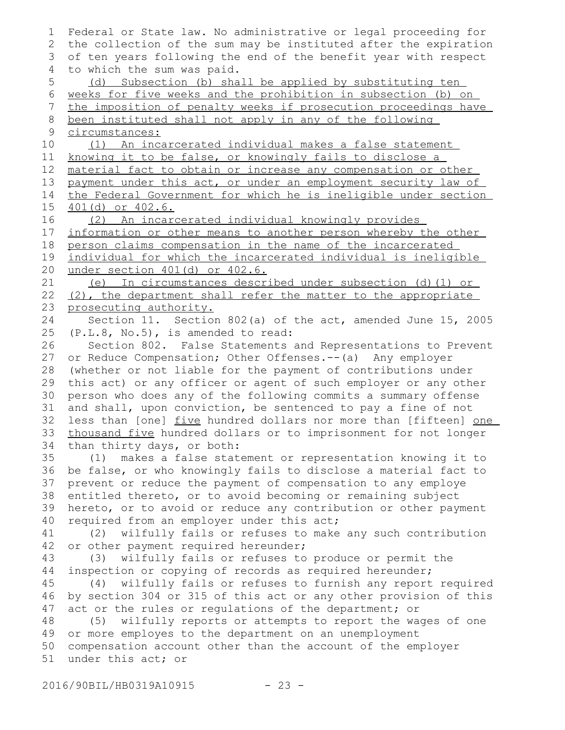Federal or State law. No administrative or legal proceeding for the collection of the sum may be instituted after the expiration of ten years following the end of the benefit year with respect to which the sum was paid.

<u>(d) Subsection (b) shall be applied by substituting ten weeks for five weeks and the prohibition in subsection (b) on the imposition of penalty weeks if prosecution proceedings have been instituted shall not apply in any of the following circumstances:</u>

<u>(1) An incarcerated individual makes a false statement knowing it to be false, or knowingly fails to disclose a material fact to obtain or increase any compensation or other payment under this act, or under an employment security law of the Federal Government for which he is ineligible under section 401(d) or 402.6.</u>

<u>(2) An incarcerated individual knowingly provides information or other means to another person whereby the other person claims compensation in the name of the incarcerated individual for which the incarcerated individual is ineligible under section 401(d) or 402.6.</u>

<u>(e) In circumstances described under subsection (d)(1) or (2), the department shall refer the matter to the appropriate prosecuting authority.</u>

Section 11. Section 802(a) of the act, amended June 15, 2005 (P.L.8, No.5), is amended to read:

Section 802. False Statements and Representations to Prevent or Reduce Compensation; Other Offenses.--(a) Any employer (whether or not liable for the payment of contributions under this act) or any officer or agent of such employer or any other person who does any of the following commits a summary offense and shall, upon conviction, be sentenced to pay a fine of not less than [one] <u>five</u> hundred dollars nor more than [fifteen] <u>one thousand five</u> hundred dollars or to imprisonment for not longer than thirty days, or both:

(1) makes a false statement or representation knowing it to be false, or who knowingly fails to disclose a material fact to prevent or reduce the payment of compensation to any employe entitled thereto, or to avoid becoming or remaining subject hereto, or to avoid or reduce any contribution or other payment required from an employer under this act;

(2) wilfully fails or refuses to make any such contribution or other payment required hereunder;

(3) wilfully fails or refuses to produce or permit the inspection or copying of records as required hereunder;

(4) wilfully fails or refuses to furnish any report required by section 304 or 315 of this act or any other provision of this act or the rules or regulations of the department; or

(5) wilfully reports or attempts to report the wages of one or more employes to the department on an unemployment compensation account other than the account of the employer under this act; or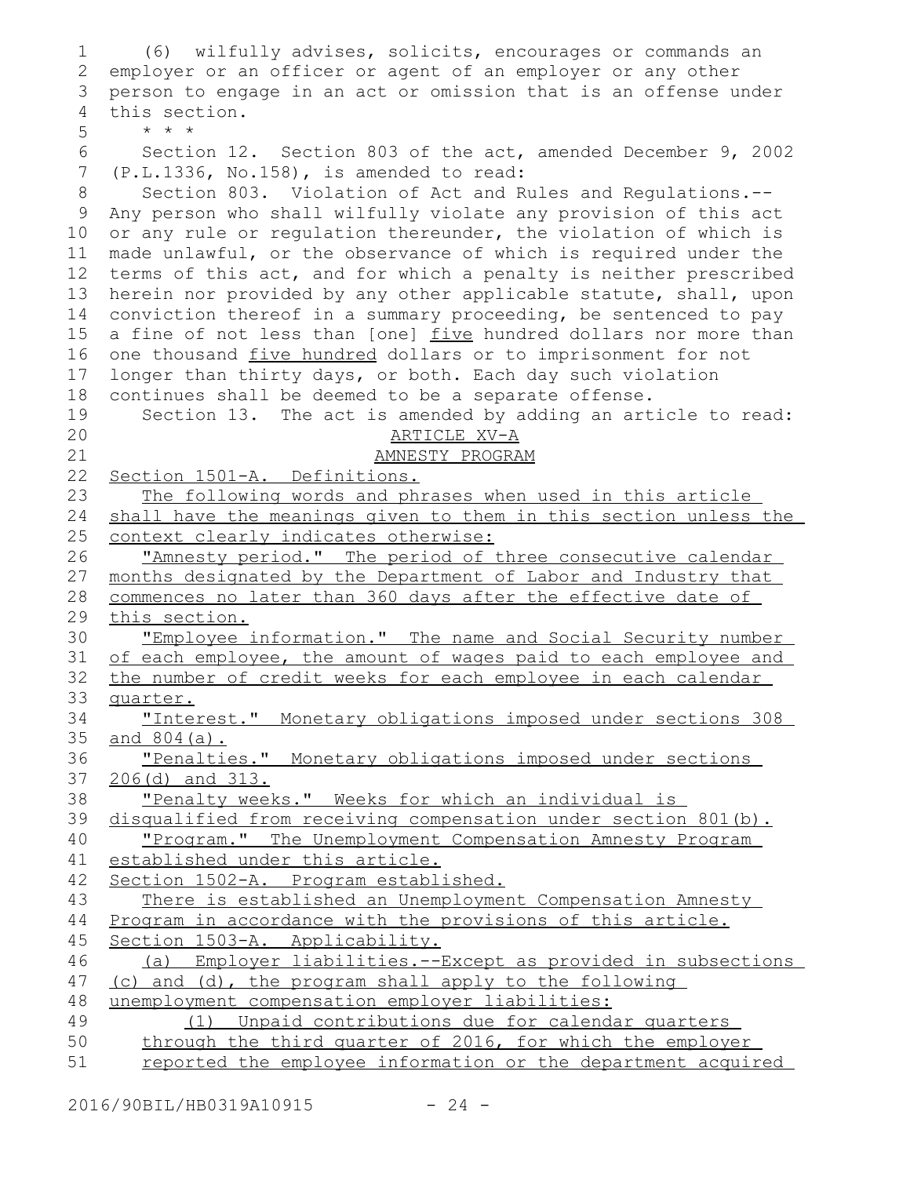(6) wilfully advises, solicits, encourages or commands an employer or an officer or agent of an employer or any other person to engage in an act or omission that is an offense under this section.

* * *

Section 12. Section 803 of the act, amended December 9, 2002 (P.L.1336, No.158), is amended to read:

Section 803. Violation of Act and Rules and Regulations.--Any person who shall wilfully violate any provision of this act or any rule or regulation thereunder, the violation of which is made unlawful, or the observance of which is required under the terms of this act, and for which a penalty is neither prescribed herein nor provided by any other applicable statute, shall, upon conviction thereof in a summary proceeding, be sentenced to pay a fine of not less than [one] five hundred dollars nor more than one thousand five hundred dollars or to imprisonment for not longer than thirty days, or both. Each day such violation continues shall be deemed to be a separate offense.

Section 13. The act is amended by adding an article to read:

ARTICLE XV-A

AMNESTY PROGRAM

Section 1501-A. Definitions.

The following words and phrases when used in this article shall have the meanings given to them in this section unless the context clearly indicates otherwise:

"Amnesty period." The period of three consecutive calendar months designated by the Department of Labor and Industry that commences no later than 360 days after the effective date of this section.

"Employee information." The name and Social Security number of each employee, the amount of wages paid to each employee and the number of credit weeks for each employee in each calendar quarter.

"Interest." Monetary obligations imposed under sections 308 and 804(a).

"Penalties." Monetary obligations imposed under sections 206(d) and 313.

"Penalty weeks." Weeks for which an individual is disqualified from receiving compensation under section 801(b).

"Program." The Unemployment Compensation Amnesty Program established under this article.

Section 1502-A. Program established.

There is established an Unemployment Compensation Amnesty Program in accordance with the provisions of this article.

Section 1503-A. Applicability.

(a) Employer liabilities.--Except as provided in subsections (c) and (d), the program shall apply to the following unemployment compensation employer liabilities:

(1) Unpaid contributions due for calendar quarters through the third quarter of 2016, for which the employer reported the employee information or the department acquired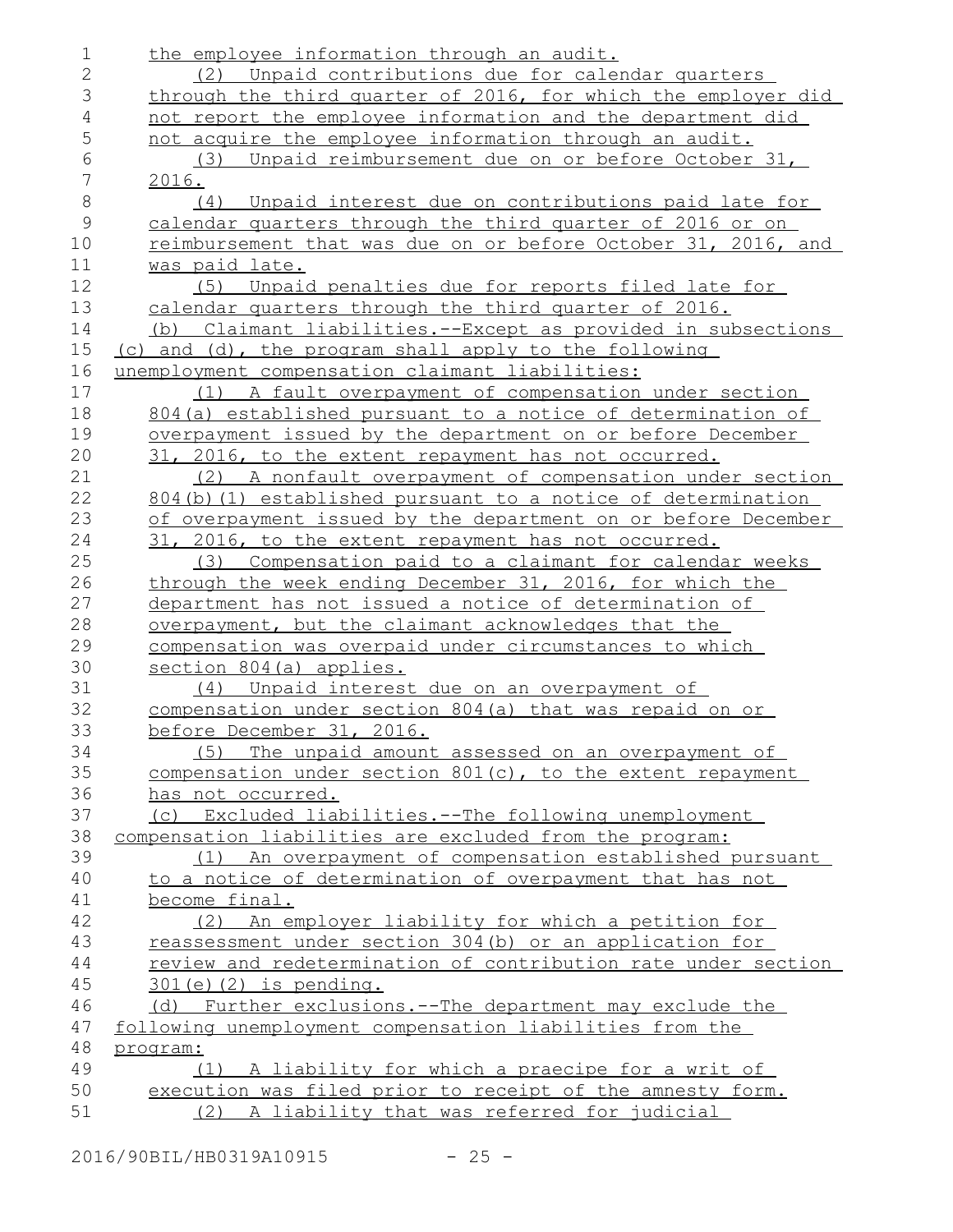the employee information through an audit.

(2) Unpaid contributions due for calendar quarters through the third quarter of 2016, for which the employer did not report the employee information and the department did not acquire the employee information through an audit.

(3) Unpaid reimbursement due on or before October 31, 2016.

(4) Unpaid interest due on contributions paid late for calendar quarters through the third quarter of 2016 or on reimbursement that was due on or before October 31, 2016, and was paid late.

(5) Unpaid penalties due for reports filed late for calendar quarters through the third quarter of 2016.

(b) Claimant liabilities.--Except as provided in subsections (c) and (d), the program shall apply to the following unemployment compensation claimant liabilities:

(1) A fault overpayment of compensation under section 804(a) established pursuant to a notice of determination of overpayment issued by the department on or before December 31, 2016, to the extent repayment has not occurred.

(2) A nonfault overpayment of compensation under section 804(b)(1) established pursuant to a notice of determination of overpayment issued by the department on or before December 31, 2016, to the extent repayment has not occurred.

(3) Compensation paid to a claimant for calendar weeks through the week ending December 31, 2016, for which the department has not issued a notice of determination of overpayment, but the claimant acknowledges that the compensation was overpaid under circumstances to which section 804(a) applies.

(4) Unpaid interest due on an overpayment of compensation under section 804(a) that was repaid on or before December 31, 2016.

(5) The unpaid amount assessed on an overpayment of compensation under section 801(c), to the extent repayment has not occurred.

(c) Excluded liabilities.--The following unemployment compensation liabilities are excluded from the program:

(1) An overpayment of compensation established pursuant to a notice of determination of overpayment that has not become final.

(2) An employer liability for which a petition for reassessment under section 304(b) or an application for review and redetermination of contribution rate under section 301(e)(2) is pending.

(d) Further exclusions.--The department may exclude the following unemployment compensation liabilities from the program:

(1) A liability for which a praecipe for a writ of execution was filed prior to receipt of the amnesty form.

(2) A liability that was referred for judicial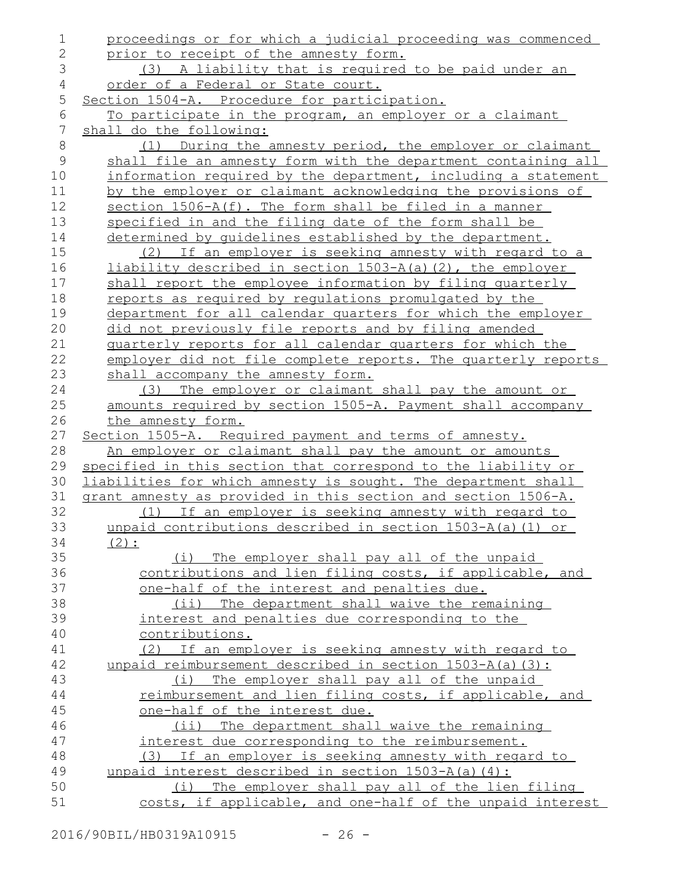proceedings or for which a judicial proceeding was commenced prior to receipt of the amnesty form.

(3) A liability that is required to be paid under an order of a Federal or State court.

Section 1504-A. Procedure for participation.

To participate in the program, an employer or a claimant shall do the following:

(1) During the amnesty period, the employer or claimant shall file an amnesty form with the department containing all information required by the department, including a statement by the employer or claimant acknowledging the provisions of section 1506-A(f). The form shall be filed in a manner specified in and the filing date of the form shall be determined by guidelines established by the department.

(2) If an employer is seeking amnesty with regard to a liability described in section 1503-A(a)(2), the employer shall report the employee information by filing quarterly reports as required by regulations promulgated by the department for all calendar quarters for which the employer did not previously file reports and by filing amended quarterly reports for all calendar quarters for which the employer did not file complete reports. The quarterly reports shall accompany the amnesty form.

(3) The employer or claimant shall pay the amount or amounts required by section 1505-A. Payment shall accompany the amnesty form.

Section 1505-A. Required payment and terms of amnesty.

An employer or claimant shall pay the amount or amounts specified in this section that correspond to the liability or liabilities for which amnesty is sought. The department shall grant amnesty as provided in this section and section 1506-A.

(1) If an employer is seeking amnesty with regard to unpaid contributions described in section 1503-A(a)(1) or (2):

(i) The employer shall pay all of the unpaid contributions and lien filing costs, if applicable, and one-half of the interest and penalties due.

(ii) The department shall waive the remaining interest and penalties due corresponding to the contributions.

(2) If an employer is seeking amnesty with regard to unpaid reimbursement described in section 1503-A(a)(3):

(i) The employer shall pay all of the unpaid reimbursement and lien filing costs, if applicable, and one-half of the interest due.

(ii) The department shall waive the remaining interest due corresponding to the reimbursement.

(3) If an employer is seeking amnesty with regard to unpaid interest described in section 1503-A(a)(4):

(i) The employer shall pay all of the lien filing costs, if applicable, and one-half of the unpaid interest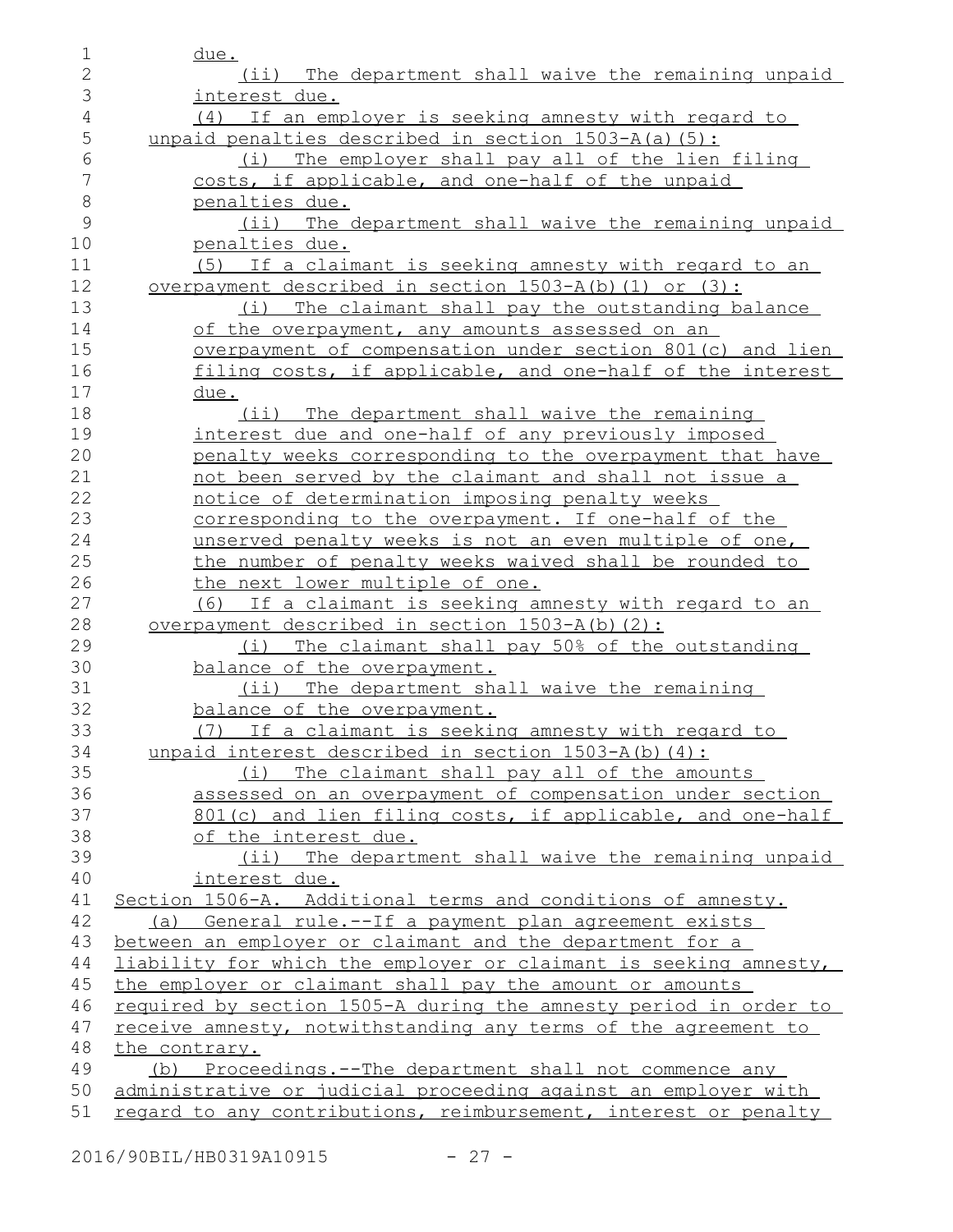due.

(ii) The department shall waive the remaining unpaid interest due.

(4) If an employer is seeking amnesty with regard to unpaid penalties described in section 1503-A(a)(5):

(i) The employer shall pay all of the lien filing costs, if applicable, and one-half of the unpaid penalties due.

(ii) The department shall waive the remaining unpaid penalties due.

(5) If a claimant is seeking amnesty with regard to an overpayment described in section 1503-A(b)(1) or (3):

(i) The claimant shall pay the outstanding balance of the overpayment, any amounts assessed on an overpayment of compensation under section 801(c) and lien filing costs, if applicable, and one-half of the interest due.

(ii) The department shall waive the remaining interest due and one-half of any previously imposed penalty weeks corresponding to the overpayment that have not been served by the claimant and shall not issue a notice of determination imposing penalty weeks corresponding to the overpayment. If one-half of the unserved penalty weeks is not an even multiple of one, the number of penalty weeks waived shall be rounded to the next lower multiple of one.

(6) If a claimant is seeking amnesty with regard to an overpayment described in section 1503-A(b)(2):

(i) The claimant shall pay 50% of the outstanding balance of the overpayment.

(ii) The department shall waive the remaining balance of the overpayment.

(7) If a claimant is seeking amnesty with regard to unpaid interest described in section 1503-A(b)(4):

(i) The claimant shall pay all of the amounts assessed on an overpayment of compensation under section 801(c) and lien filing costs, if applicable, and one-half of the interest due.

(ii) The department shall waive the remaining unpaid interest due.

Section 1506-A. Additional terms and conditions of amnesty.

(a) General rule.--If a payment plan agreement exists between an employer or claimant and the department for a liability for which the employer or claimant is seeking amnesty, the employer or claimant shall pay the amount or amounts required by section 1505-A during the amnesty period in order to receive amnesty, notwithstanding any terms of the agreement to the contrary.

(b) Proceedings.--The department shall not commence any administrative or judicial proceeding against an employer with regard to any contributions, reimbursement, interest or penalty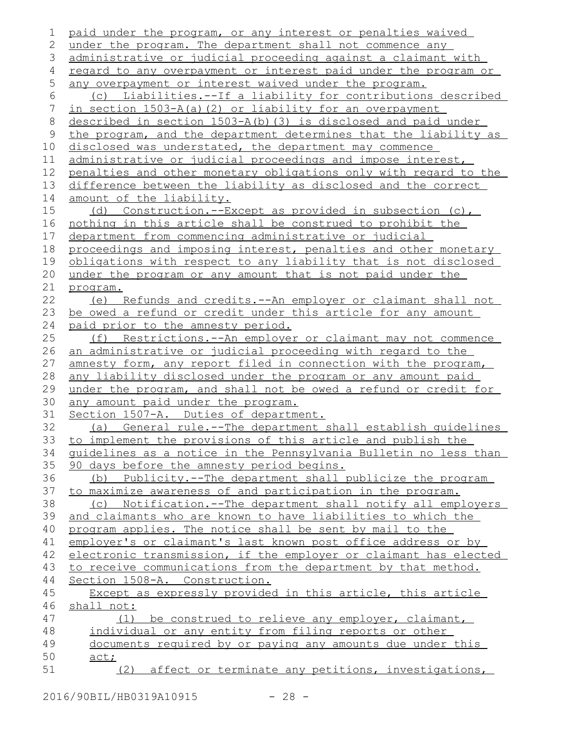paid under the program, or any interest or penalties waived under the program. The department shall not commence any administrative or judicial proceeding against a claimant with regard to any overpayment or interest paid under the program or any overpayment or interest waived under the program.

(c) Liabilities.--If a liability for contributions described in section 1503-A(a)(2) or liability for an overpayment described in section 1503-A(b)(3) is disclosed and paid under the program, and the department determines that the liability as disclosed was understated, the department may commence administrative or judicial proceedings and impose interest, penalties and other monetary obligations only with regard to the difference between the liability as disclosed and the correct amount of the liability.

(d) Construction.--Except as provided in subsection (c), nothing in this article shall be construed to prohibit the department from commencing administrative or judicial proceedings and imposing interest, penalties and other monetary obligations with respect to any liability that is not disclosed under the program or any amount that is not paid under the program.

(e) Refunds and credits.--An employer or claimant shall not be owed a refund or credit under this article for any amount paid prior to the amnesty period.

(f) Restrictions.--An employer or claimant may not commence an administrative or judicial proceeding with regard to the amnesty form, any report filed in connection with the program, any liability disclosed under the program or any amount paid under the program, and shall not be owed a refund or credit for any amount paid under the program.

Section 1507-A. Duties of department.

(a) General rule.--The department shall establish guidelines to implement the provisions of this article and publish the guidelines as a notice in the Pennsylvania Bulletin no less than 90 days before the amnesty period begins.

(b) Publicity.--The department shall publicize the program to maximize awareness of and participation in the program.

(c) Notification.--The department shall notify all employers and claimants who are known to have liabilities to which the program applies. The notice shall be sent by mail to the employer's or claimant's last known post office address or by electronic transmission, if the employer or claimant has elected to receive communications from the department by that method.

Section 1508-A. Construction.

Except as expressly provided in this article, this article shall not:

(1) be construed to relieve any employer, claimant, individual or any entity from filing reports or other documents required by or paying any amounts due under this act;

(2) affect or terminate any petitions, investigations,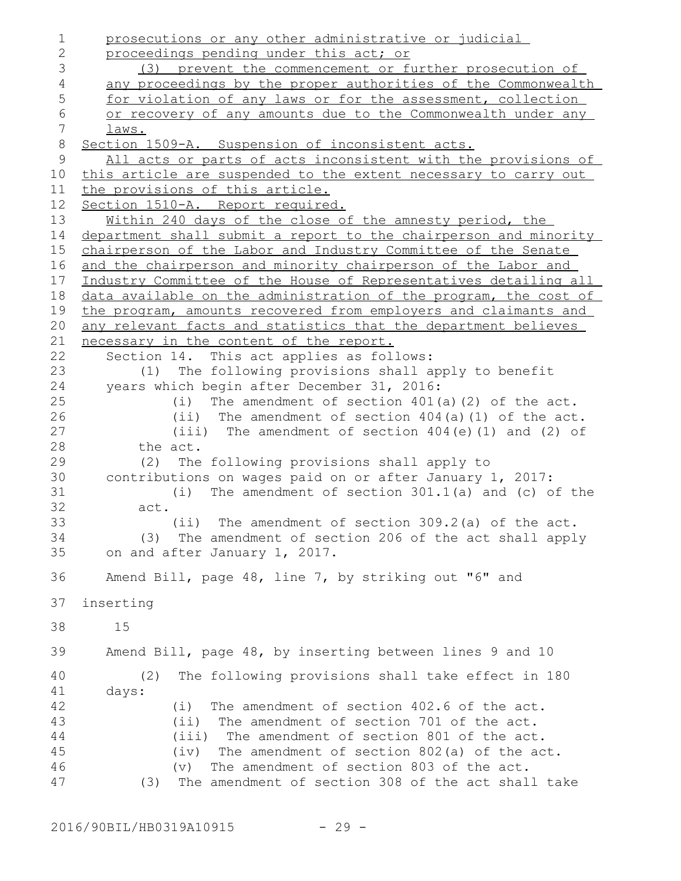prosecutions or any other administrative or judicial proceedings pending under this act; or

(3) prevent the commencement or further prosecution of any proceedings by the proper authorities of the Commonwealth for violation of any laws or for the assessment, collection or recovery of any amounts due to the Commonwealth under any laws.

Section 1509-A. Suspension of inconsistent acts.

All acts or parts of acts inconsistent with the provisions of this article are suspended to the extent necessary to carry out the provisions of this article.

Section 1510-A. Report required.

Within 240 days of the close of the amnesty period, the department shall submit a report to the chairperson and minority chairperson of the Labor and Industry Committee of the Senate and the chairperson and minority chairperson of the Labor and Industry Committee of the House of Representatives detailing all data available on the administration of the program, the cost of the program, amounts recovered from employers and claimants and any relevant facts and statistics that the department believes necessary in the content of the report.

Section 14. This act applies as follows:

(1) The following provisions shall apply to benefit years which begin after December 31, 2016:

(i) The amendment of section 401(a)(2) of the act.

(ii) The amendment of section 404(a)(1) of the act.

(iii) The amendment of section 404(e)(1) and (2) of the act.

(2) The following provisions shall apply to contributions on wages paid on or after January 1, 2017:

(i) The amendment of section 301.1(a) and (c) of the act.

(ii) The amendment of section 309.2(a) of the act.

(3) The amendment of section 206 of the act shall apply on and after January 1, 2017.

Amend Bill, page 48, line 7, by striking out "6" and inserting

15

Amend Bill, page 48, by inserting between lines 9 and 10

(2) The following provisions shall take effect in 180 days:

(i) The amendment of section 402.6 of the act.

(ii) The amendment of section 701 of the act.

(iii) The amendment of section 801 of the act.

(iv) The amendment of section 802(a) of the act.

(v) The amendment of section 803 of the act.

(3) The amendment of section 308 of the act shall take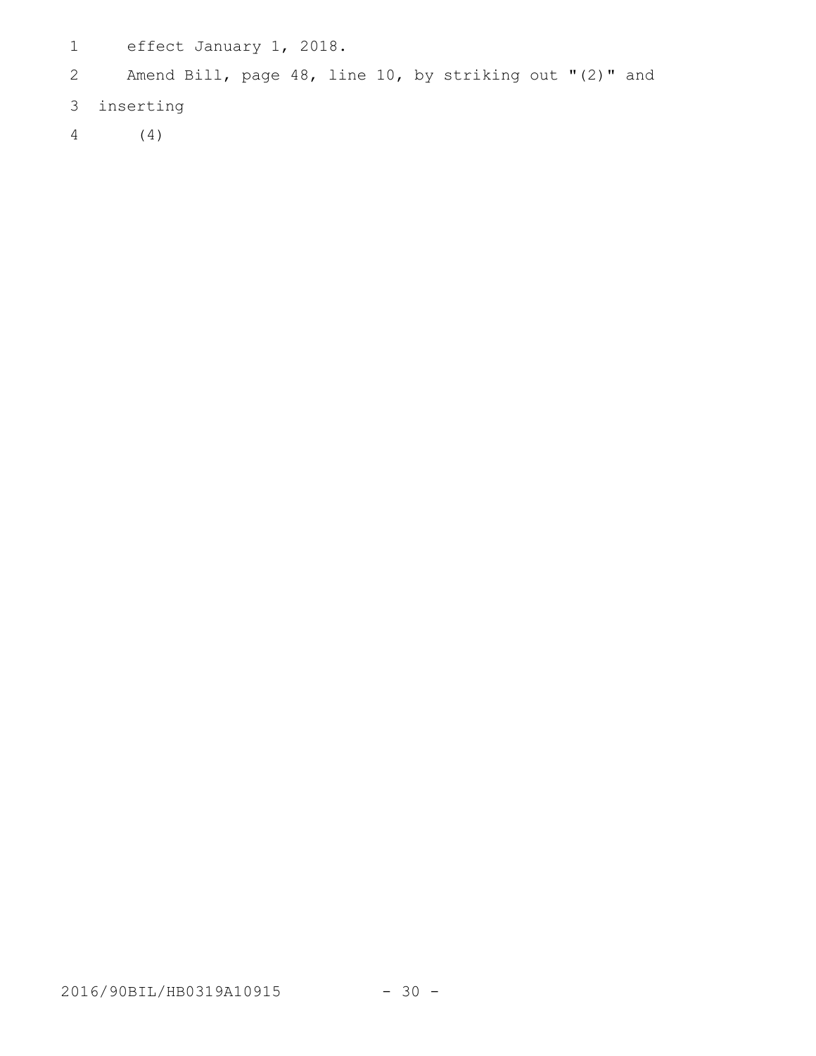effect January 1, 2018.

Amend Bill, page 48, line 10, by striking out "(2)" and inserting

(4)